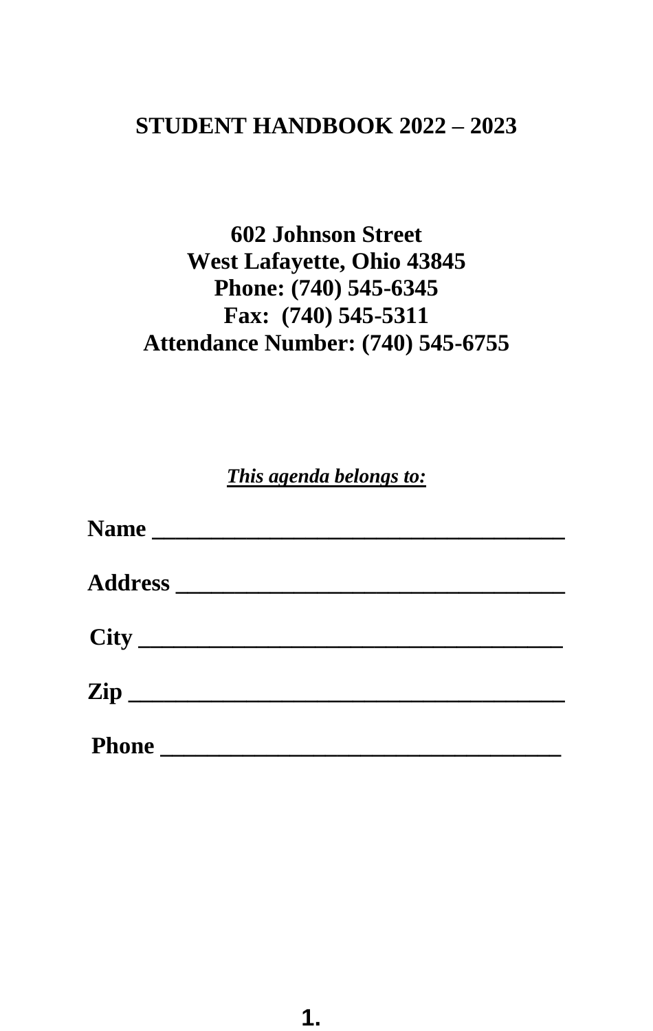# STUDENT HANDBOOK 2022 – 2023

**602 Johnson Street**
**West Lafayette, Ohio 43845**
**Phone: (740) 545-6345**
**Fax: (740) 545-5311**
**Attendance Number: (740) 545-6755**

***This agenda belongs to:***

**Name ___________________________________**

**Address ________________________________**

**City ___________________________________**

**Zip ____________________________________**

**Phone _________________________________**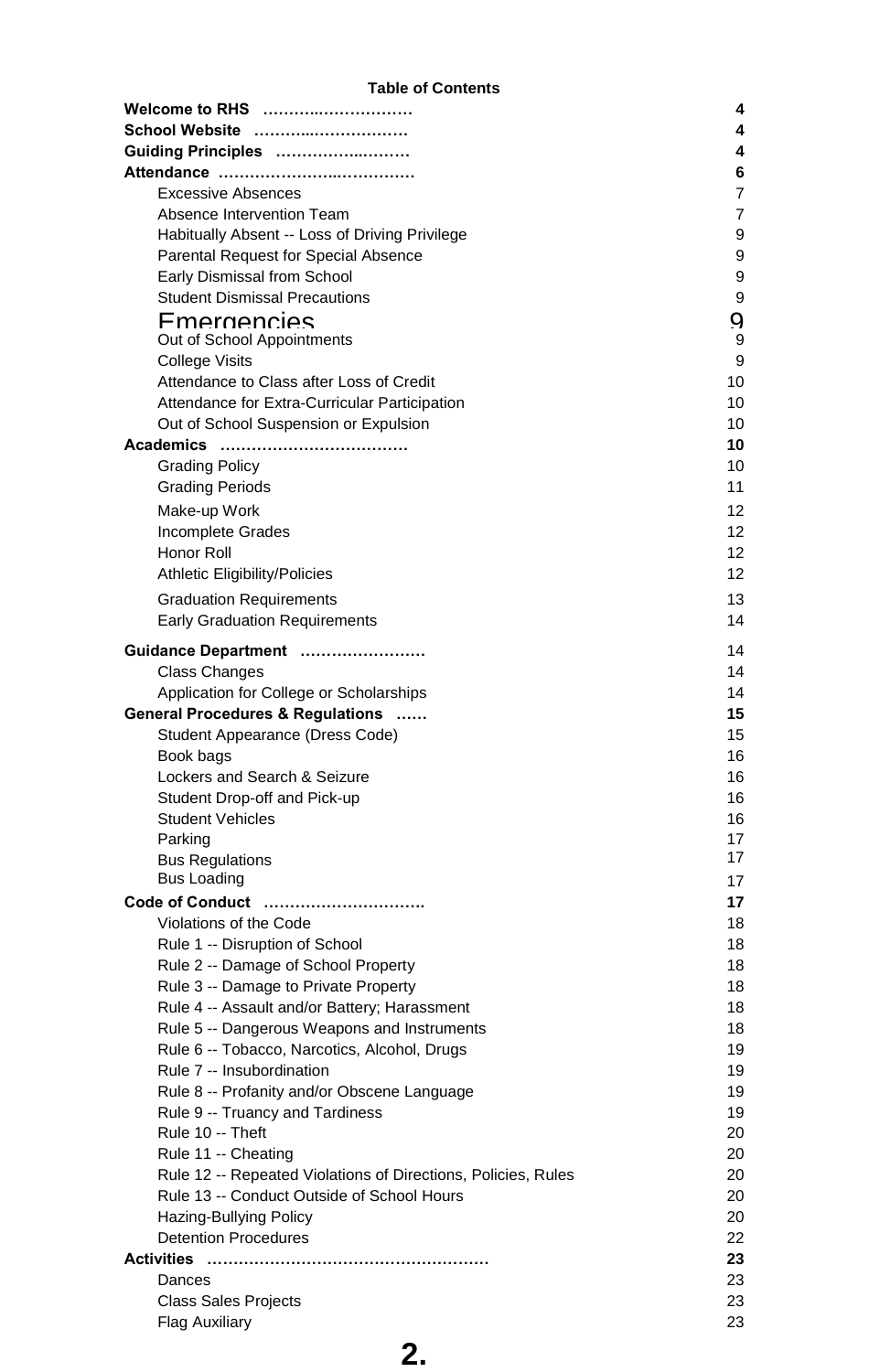**Table of Contents**

| | |
|---|---|
| **Welcome to RHS ………..………………** | **4** |
| **School Website ………...………………** | **4** |
| **Guiding Principles ………………..………** | **4** |
| **Attendance …………………..……………** | **6** |
| Excessive Absences | 7 |
| Absence Intervention Team | 7 |
| Habitually Absent -- Loss of Driving Privilege | 9 |
| Parental Request for Special Absence | 9 |
| Early Dismissal from School | 9 |
| Student Dismissal Precautions | 9 |
| Emergencies | 9 |
| Out of School Appointments | 9 |
| College Visits | 9 |
| Attendance to Class after Loss of Credit | 10 |
| Attendance for Extra-Curricular Participation | 10 |
| Out of School Suspension or Expulsion | 10 |
| **Academics ………………………………** | **10** |
| Grading Policy | 10 |
| Grading Periods | 11 |
| Make-up Work | 12 |
| Incomplete Grades | 12 |
| Honor Roll | 12 |
| Athletic Eligibility/Policies | 12 |
| Graduation Requirements | 13 |
| Early Graduation Requirements | 14 |
| **Guidance Department ……………………** | 14 |
| Class Changes | 14 |
| Application for College or Scholarships | 14 |
| **General Procedures & Regulations ……** | **15** |
| Student Appearance (Dress Code) | 15 |
| Book bags | 16 |
| Lockers and Search & Seizure | 16 |
| Student Drop-off and Pick-up | 16 |
| Student Vehicles | 16 |
| Parking | 17 |
| Bus Regulations | 17 |
| Bus Loading | 17 |
| **Code of Conduct ………………………….** | **17** |
| Violations of the Code | 18 |
| Rule 1 -- Disruption of School | 18 |
| Rule 2 -- Damage of School Property | 18 |
| Rule 3 -- Damage to Private Property | 18 |
| Rule 4 -- Assault and/or Battery; Harassment | 18 |
| Rule 5 -- Dangerous Weapons and Instruments | 18 |
| Rule 6 -- Tobacco, Narcotics, Alcohol, Drugs | 19 |
| Rule 7 -- Insubordination | 19 |
| Rule 8 -- Profanity and/or Obscene Language | 19 |
| Rule 9 -- Truancy and Tardiness | 19 |
| Rule 10 -- Theft | 20 |
| Rule 11 -- Cheating | 20 |
| Rule 12 -- Repeated Violations of Directions, Policies, Rules | 20 |
| Rule 13 -- Conduct Outside of School Hours | 20 |
| Hazing-Bullying Policy | 20 |
| Detention Procedures | 22 |
| **Activities ………………………………………………** | **23** |
| Dances | 23 |
| Class Sales Projects | 23 |
| Flag Auxiliary | 23 |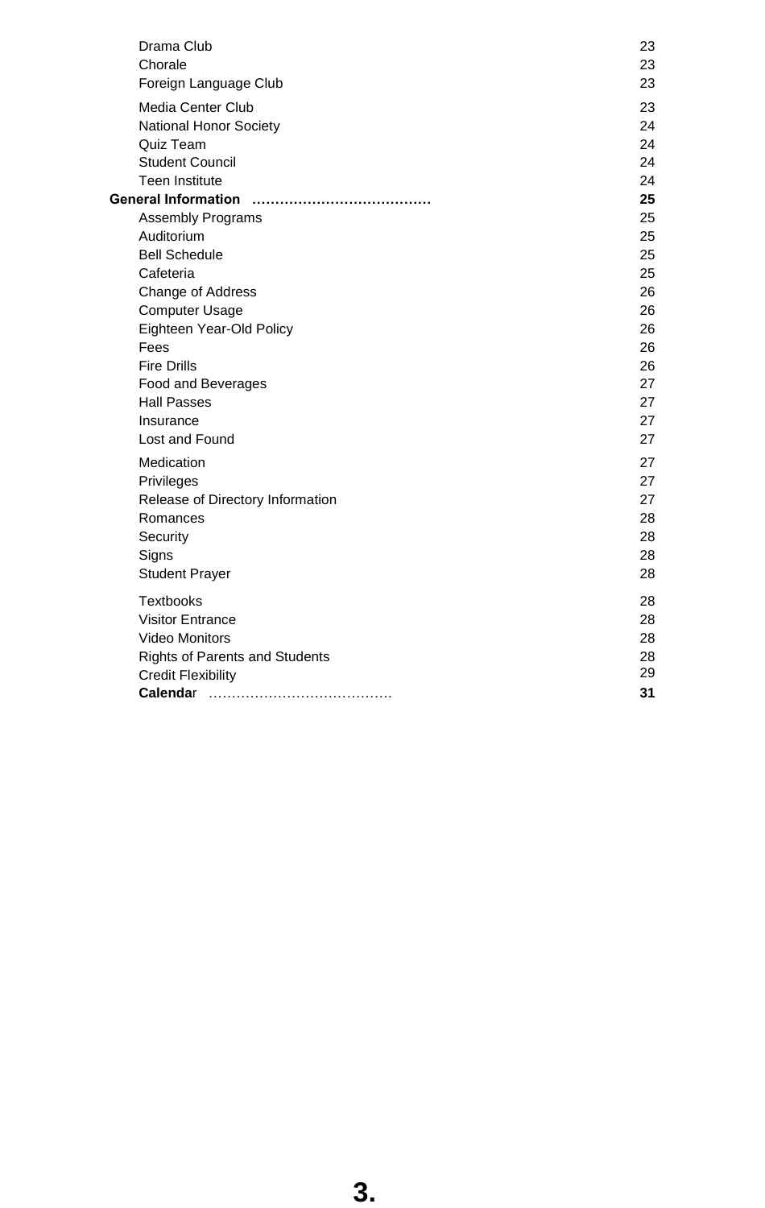| | |
|---|---|
| Drama Club | 23 |
| Chorale | 23 |
| Foreign Language Club | 23 |
| Media Center Club | 23 |
| National Honor Society | 24 |
| Quiz Team | 24 |
| Student Council | 24 |
| Teen Institute | 24 |
| **General Information** ………………………………… | **25** |
| Assembly Programs | 25 |
| Auditorium | 25 |
| Bell Schedule | 25 |
| Cafeteria | 25 |
| Change of Address | 26 |
| Computer Usage | 26 |
| Eighteen Year-Old Policy | 26 |
| Fees | 26 |
| Fire Drills | 26 |
| Food and Beverages | 27 |
| Hall Passes | 27 |
| Insurance | 27 |
| Lost and Found | 27 |
| Medication | 27 |
| Privileges | 27 |
| Release of Directory Information | 27 |
| Romances | 28 |
| Security | 28 |
| Signs | 28 |
| Student Prayer | 28 |
| Textbooks | 28 |
| Visitor Entrance | 28 |
| Video Monitors | 28 |
| Rights of Parents and Students | 28 |
| Credit Flexibility | 29 |
| **Calendar** ………………………………… | **31** |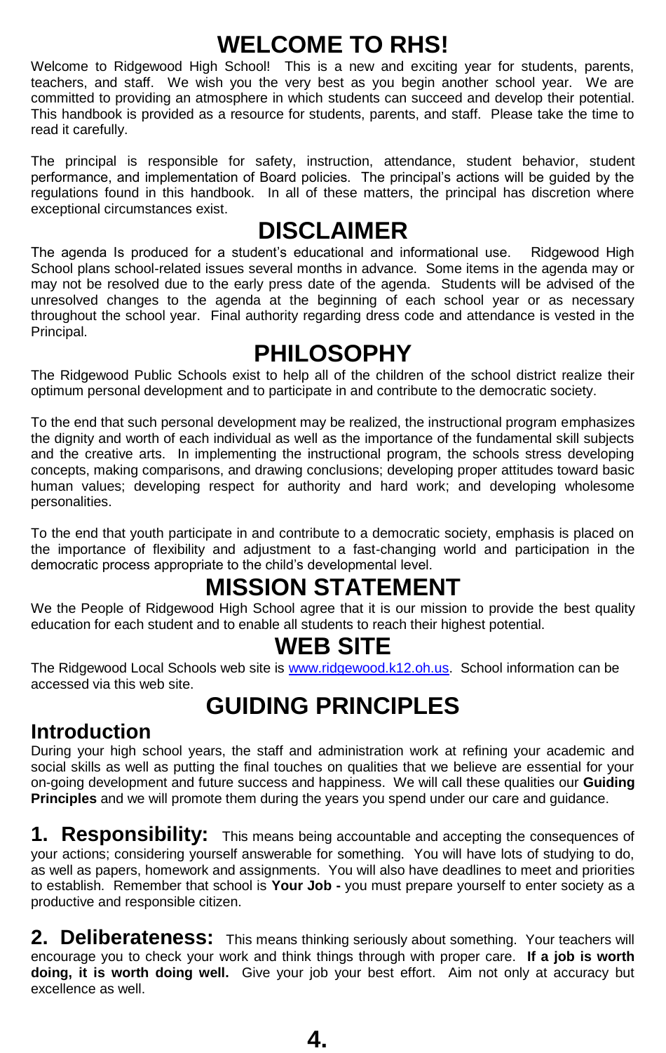# WELCOME TO RHS!

Welcome to Ridgewood High School! This is a new and exciting year for students, parents, teachers, and staff. We wish you the very best as you begin another school year. We are committed to providing an atmosphere in which students can succeed and develop their potential. This handbook is provided as a resource for students, parents, and staff. Please take the time to read it carefully.

The principal is responsible for safety, instruction, attendance, student behavior, student performance, and implementation of Board policies. The principal's actions will be guided by the regulations found in this handbook. In all of these matters, the principal has discretion where exceptional circumstances exist.

# DISCLAIMER

The agenda Is produced for a student's educational and informational use. Ridgewood High School plans school-related issues several months in advance. Some items in the agenda may or may not be resolved due to the early press date of the agenda. Students will be advised of the unresolved changes to the agenda at the beginning of each school year or as necessary throughout the school year. Final authority regarding dress code and attendance is vested in the Principal.

# PHILOSOPHY

The Ridgewood Public Schools exist to help all of the children of the school district realize their optimum personal development and to participate in and contribute to the democratic society.

To the end that such personal development may be realized, the instructional program emphasizes the dignity and worth of each individual as well as the importance of the fundamental skill subjects and the creative arts. In implementing the instructional program, the schools stress developing concepts, making comparisons, and drawing conclusions; developing proper attitudes toward basic human values; developing respect for authority and hard work; and developing wholesome personalities.

To the end that youth participate in and contribute to a democratic society, emphasis is placed on the importance of flexibility and adjustment to a fast-changing world and participation in the democratic process appropriate to the child's developmental level.

# MISSION STATEMENT

We the People of Ridgewood High School agree that it is our mission to provide the best quality education for each student and to enable all students to reach their highest potential.

# WEB SITE

The Ridgewood Local Schools web site is www.ridgewood.k12.oh.us. School information can be accessed via this web site.

# GUIDING PRINCIPLES

## Introduction

During your high school years, the staff and administration work at refining your academic and social skills as well as putting the final touches on qualities that we believe are essential for your on-going development and future success and happiness. We will call these qualities our **Guiding Principles** and we will promote them during the years you spend under our care and guidance.

**1. Responsibility:** This means being accountable and accepting the consequences of your actions; considering yourself answerable for something. You will have lots of studying to do, as well as papers, homework and assignments. You will also have deadlines to meet and priorities to establish. Remember that school is **Your Job -** you must prepare yourself to enter society as a productive and responsible citizen.

**2. Deliberateness:** This means thinking seriously about something. Your teachers will encourage you to check your work and think things through with proper care. **If a job is worth doing, it is worth doing well.** Give your job your best effort. Aim not only at accuracy but excellence as well.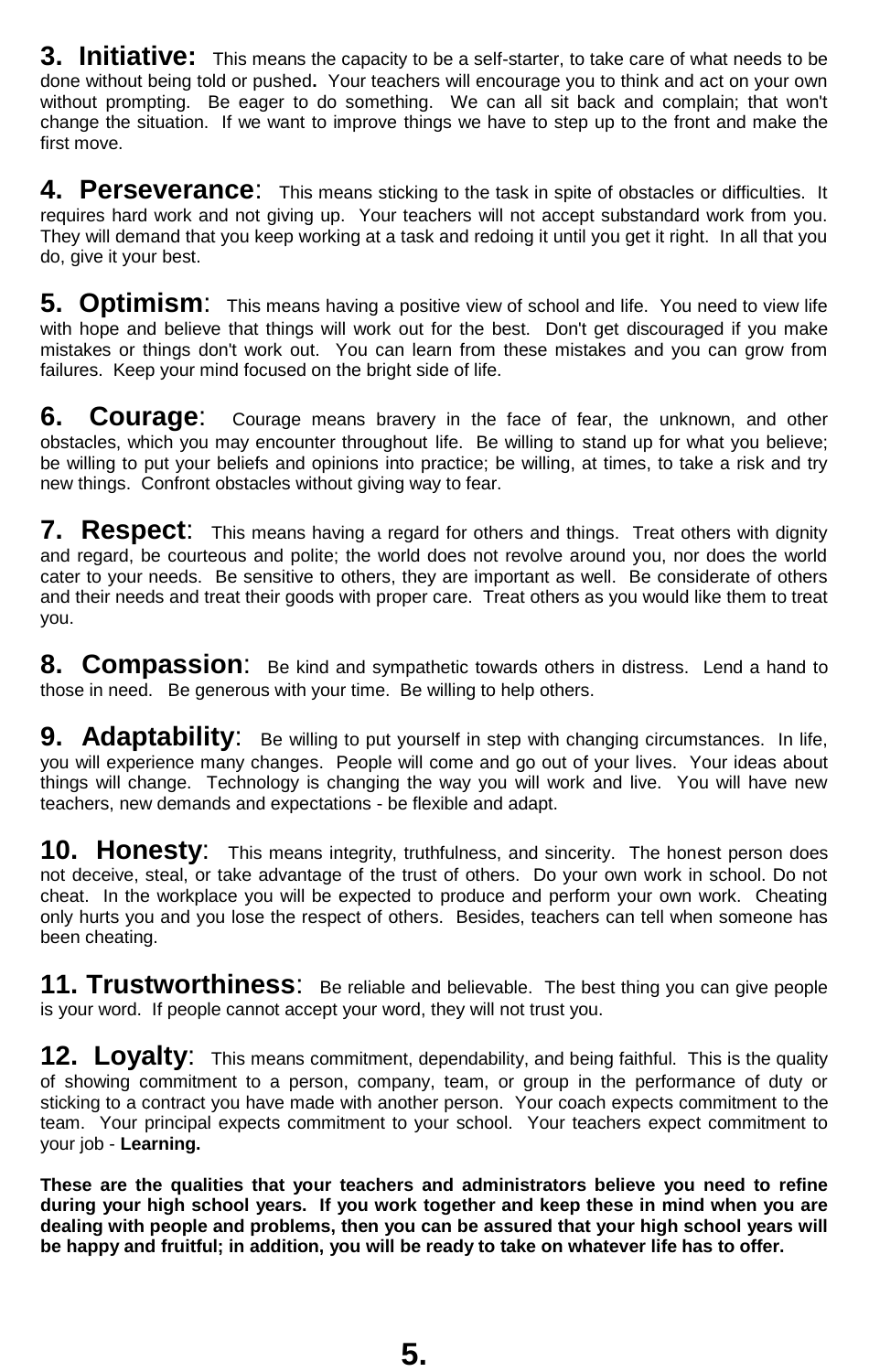**3. Initiative:** This means the capacity to be a self-starter, to take care of what needs to be done without being told or pushed**.** Your teachers will encourage you to think and act on your own without prompting. Be eager to do something. We can all sit back and complain; that won't change the situation. If we want to improve things we have to step up to the front and make the first move.

**4. Perseverance**: This means sticking to the task in spite of obstacles or difficulties. It requires hard work and not giving up. Your teachers will not accept substandard work from you. They will demand that you keep working at a task and redoing it until you get it right. In all that you do, give it your best.

**5. Optimism**: This means having a positive view of school and life. You need to view life with hope and believe that things will work out for the best. Don't get discouraged if you make mistakes or things don't work out. You can learn from these mistakes and you can grow from failures. Keep your mind focused on the bright side of life.

**6. Courage**: Courage means bravery in the face of fear, the unknown, and other obstacles, which you may encounter throughout life. Be willing to stand up for what you believe; be willing to put your beliefs and opinions into practice; be willing, at times, to take a risk and try new things. Confront obstacles without giving way to fear.

**7. Respect**: This means having a regard for others and things. Treat others with dignity and regard, be courteous and polite; the world does not revolve around you, nor does the world cater to your needs. Be sensitive to others, they are important as well. Be considerate of others and their needs and treat their goods with proper care. Treat others as you would like them to treat you.

**8. Compassion**: Be kind and sympathetic towards others in distress. Lend a hand to those in need. Be generous with your time. Be willing to help others.

**9. Adaptability**: Be willing to put yourself in step with changing circumstances. In life, you will experience many changes. People will come and go out of your lives. Your ideas about things will change. Technology is changing the way you will work and live. You will have new teachers, new demands and expectations - be flexible and adapt.

**10. Honesty**: This means integrity, truthfulness, and sincerity. The honest person does not deceive, steal, or take advantage of the trust of others. Do your own work in school. Do not cheat. In the workplace you will be expected to produce and perform your own work. Cheating only hurts you and you lose the respect of others. Besides, teachers can tell when someone has been cheating.

**11. Trustworthiness**: Be reliable and believable. The best thing you can give people is your word. If people cannot accept your word, they will not trust you.

**12. Loyalty**: This means commitment, dependability, and being faithful. This is the quality of showing commitment to a person, company, team, or group in the performance of duty or sticking to a contract you have made with another person. Your coach expects commitment to the team. Your principal expects commitment to your school. Your teachers expect commitment to your job - **Learning.**

**These are the qualities that your teachers and administrators believe you need to refine during your high school years. If you work together and keep these in mind when you are dealing with people and problems, then you can be assured that your high school years will be happy and fruitful; in addition, you will be ready to take on whatever life has to offer.**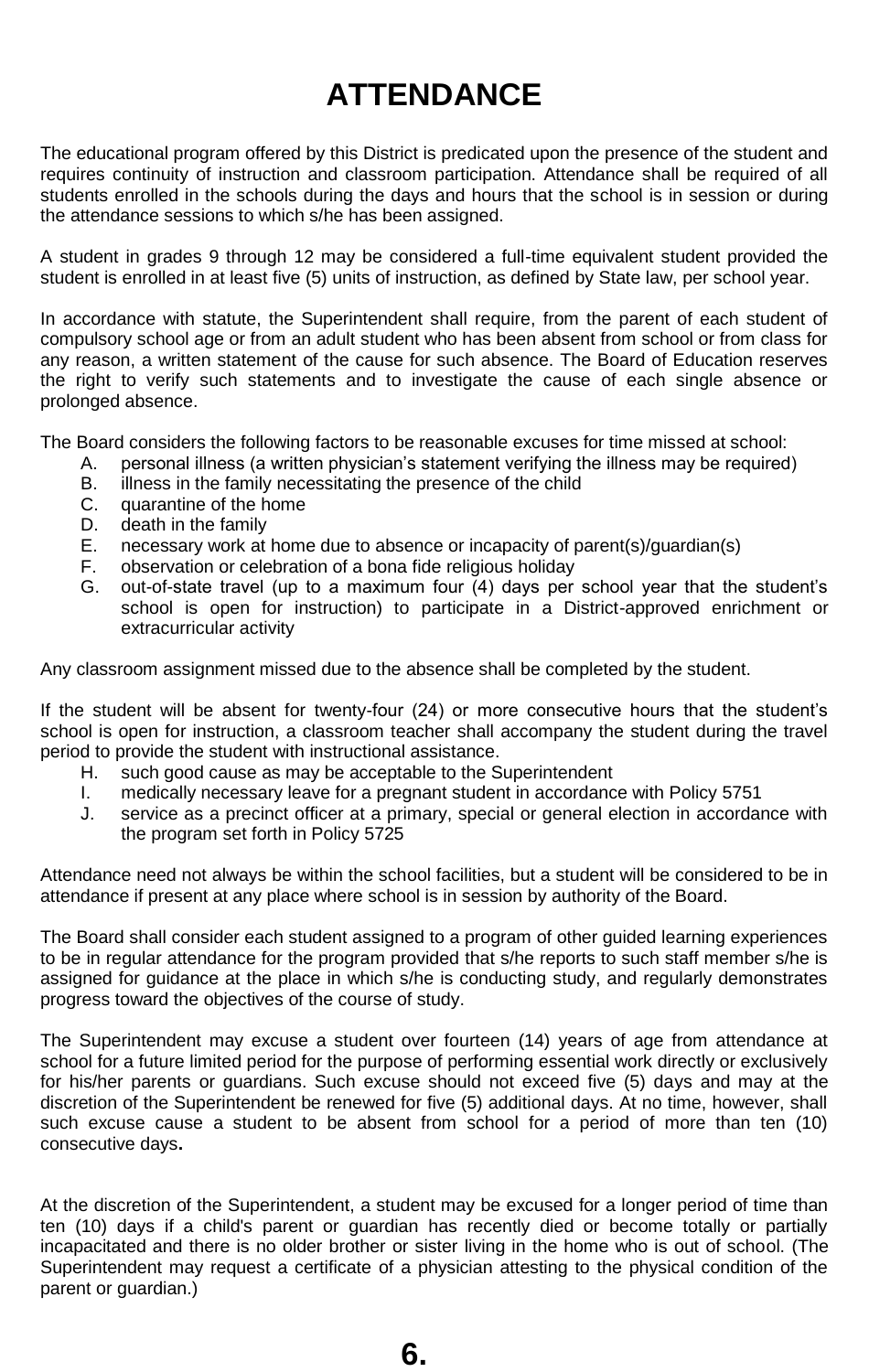# ATTENDANCE

The educational program offered by this District is predicated upon the presence of the student and requires continuity of instruction and classroom participation. Attendance shall be required of all students enrolled in the schools during the days and hours that the school is in session or during the attendance sessions to which s/he has been assigned.

A student in grades 9 through 12 may be considered a full-time equivalent student provided the student is enrolled in at least five (5) units of instruction, as defined by State law, per school year.

In accordance with statute, the Superintendent shall require, from the parent of each student of compulsory school age or from an adult student who has been absent from school or from class for any reason, a written statement of the cause for such absence. The Board of Education reserves the right to verify such statements and to investigate the cause of each single absence or prolonged absence.

The Board considers the following factors to be reasonable excuses for time missed at school:

A. personal illness (a written physician's statement verifying the illness may be required)
B. illness in the family necessitating the presence of the child
C. quarantine of the home
D. death in the family
E. necessary work at home due to absence or incapacity of parent(s)/guardian(s)
F. observation or celebration of a bona fide religious holiday
G. out-of-state travel (up to a maximum four (4) days per school year that the student's school is open for instruction) to participate in a District-approved enrichment or extracurricular activity

Any classroom assignment missed due to the absence shall be completed by the student.

If the student will be absent for twenty-four (24) or more consecutive hours that the student's school is open for instruction, a classroom teacher shall accompany the student during the travel period to provide the student with instructional assistance.

H. such good cause as may be acceptable to the Superintendent
I. medically necessary leave for a pregnant student in accordance with Policy 5751
J. service as a precinct officer at a primary, special or general election in accordance with the program set forth in Policy 5725

Attendance need not always be within the school facilities, but a student will be considered to be in attendance if present at any place where school is in session by authority of the Board.

The Board shall consider each student assigned to a program of other guided learning experiences to be in regular attendance for the program provided that s/he reports to such staff member s/he is assigned for guidance at the place in which s/he is conducting study, and regularly demonstrates progress toward the objectives of the course of study.

The Superintendent may excuse a student over fourteen (14) years of age from attendance at school for a future limited period for the purpose of performing essential work directly or exclusively for his/her parents or guardians. Such excuse should not exceed five (5) days and may at the discretion of the Superintendent be renewed for five (5) additional days. At no time, however, shall such excuse cause a student to be absent from school for a period of more than ten (10) consecutive days.

At the discretion of the Superintendent, a student may be excused for a longer period of time than ten (10) days if a child's parent or guardian has recently died or become totally or partially incapacitated and there is no older brother or sister living in the home who is out of school. (The Superintendent may request a certificate of a physician attesting to the physical condition of the parent or guardian.)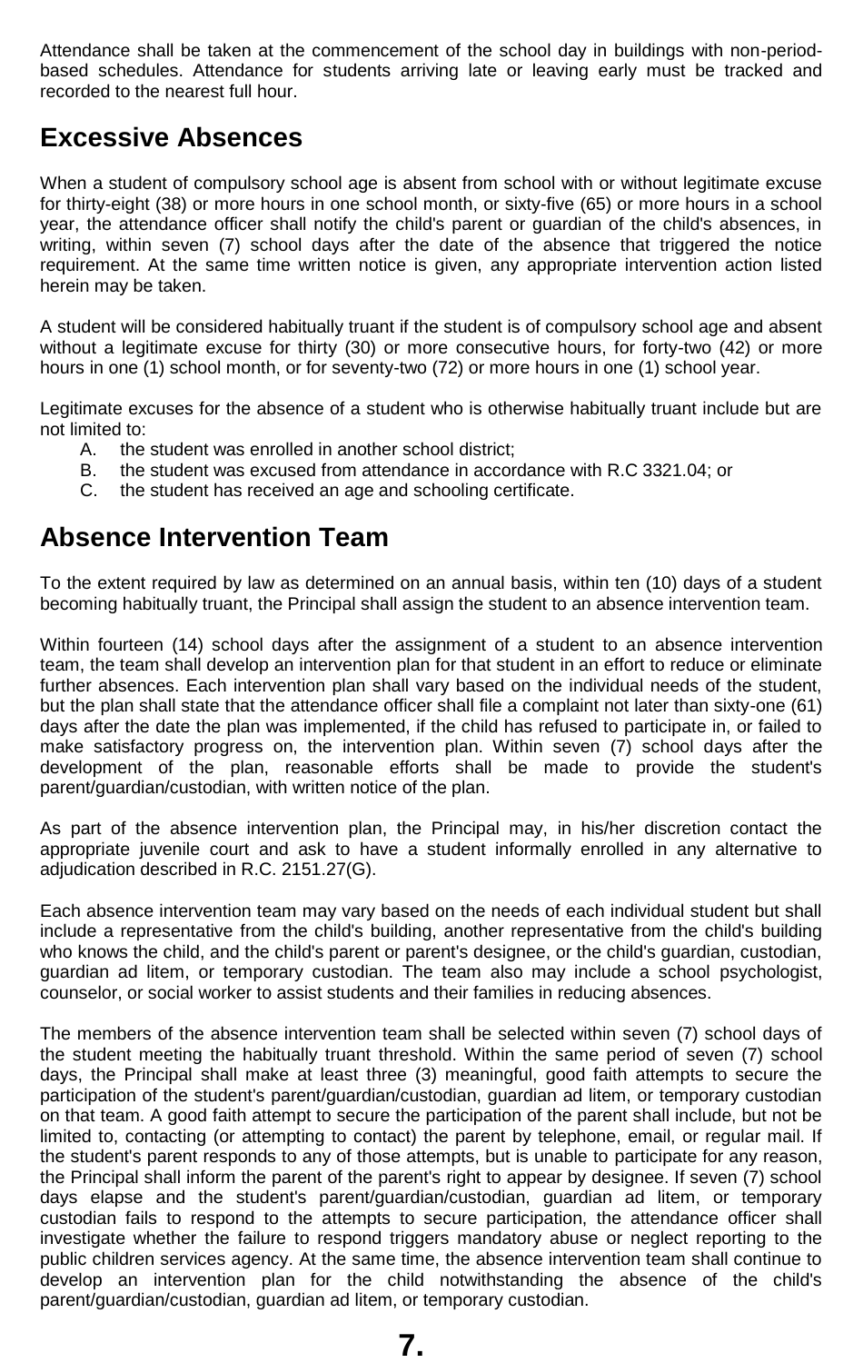Attendance shall be taken at the commencement of the school day in buildings with non-period-based schedules. Attendance for students arriving late or leaving early must be tracked and recorded to the nearest full hour.

## Excessive Absences

When a student of compulsory school age is absent from school with or without legitimate excuse for thirty-eight (38) or more hours in one school month, or sixty-five (65) or more hours in a school year, the attendance officer shall notify the child's parent or guardian of the child's absences, in writing, within seven (7) school days after the date of the absence that triggered the notice requirement. At the same time written notice is given, any appropriate intervention action listed herein may be taken.

A student will be considered habitually truant if the student is of compulsory school age and absent without a legitimate excuse for thirty (30) or more consecutive hours, for forty-two (42) or more hours in one (1) school month, or for seventy-two (72) or more hours in one (1) school year.

Legitimate excuses for the absence of a student who is otherwise habitually truant include but are not limited to:

A. the student was enrolled in another school district;
B. the student was excused from attendance in accordance with R.C 3321.04; or
C. the student has received an age and schooling certificate.

## Absence Intervention Team

To the extent required by law as determined on an annual basis, within ten (10) days of a student becoming habitually truant, the Principal shall assign the student to an absence intervention team.

Within fourteen (14) school days after the assignment of a student to an absence intervention team, the team shall develop an intervention plan for that student in an effort to reduce or eliminate further absences. Each intervention plan shall vary based on the individual needs of the student, but the plan shall state that the attendance officer shall file a complaint not later than sixty-one (61) days after the date the plan was implemented, if the child has refused to participate in, or failed to make satisfactory progress on, the intervention plan. Within seven (7) school days after the development of the plan, reasonable efforts shall be made to provide the student's parent/guardian/custodian, with written notice of the plan.

As part of the absence intervention plan, the Principal may, in his/her discretion contact the appropriate juvenile court and ask to have a student informally enrolled in any alternative to adjudication described in R.C. 2151.27(G).

Each absence intervention team may vary based on the needs of each individual student but shall include a representative from the child's building, another representative from the child's building who knows the child, and the child's parent or parent's designee, or the child's guardian, custodian, guardian ad litem, or temporary custodian. The team also may include a school psychologist, counselor, or social worker to assist students and their families in reducing absences.

The members of the absence intervention team shall be selected within seven (7) school days of the student meeting the habitually truant threshold. Within the same period of seven (7) school days, the Principal shall make at least three (3) meaningful, good faith attempts to secure the participation of the student's parent/guardian/custodian, guardian ad litem, or temporary custodian on that team. A good faith attempt to secure the participation of the parent shall include, but not be limited to, contacting (or attempting to contact) the parent by telephone, email, or regular mail. If the student's parent responds to any of those attempts, but is unable to participate for any reason, the Principal shall inform the parent of the parent's right to appear by designee. If seven (7) school days elapse and the student's parent/guardian/custodian, guardian ad litem, or temporary custodian fails to respond to the attempts to secure participation, the attendance officer shall investigate whether the failure to respond triggers mandatory abuse or neglect reporting to the public children services agency. At the same time, the absence intervention team shall continue to develop an intervention plan for the child notwithstanding the absence of the child's parent/guardian/custodian, guardian ad litem, or temporary custodian.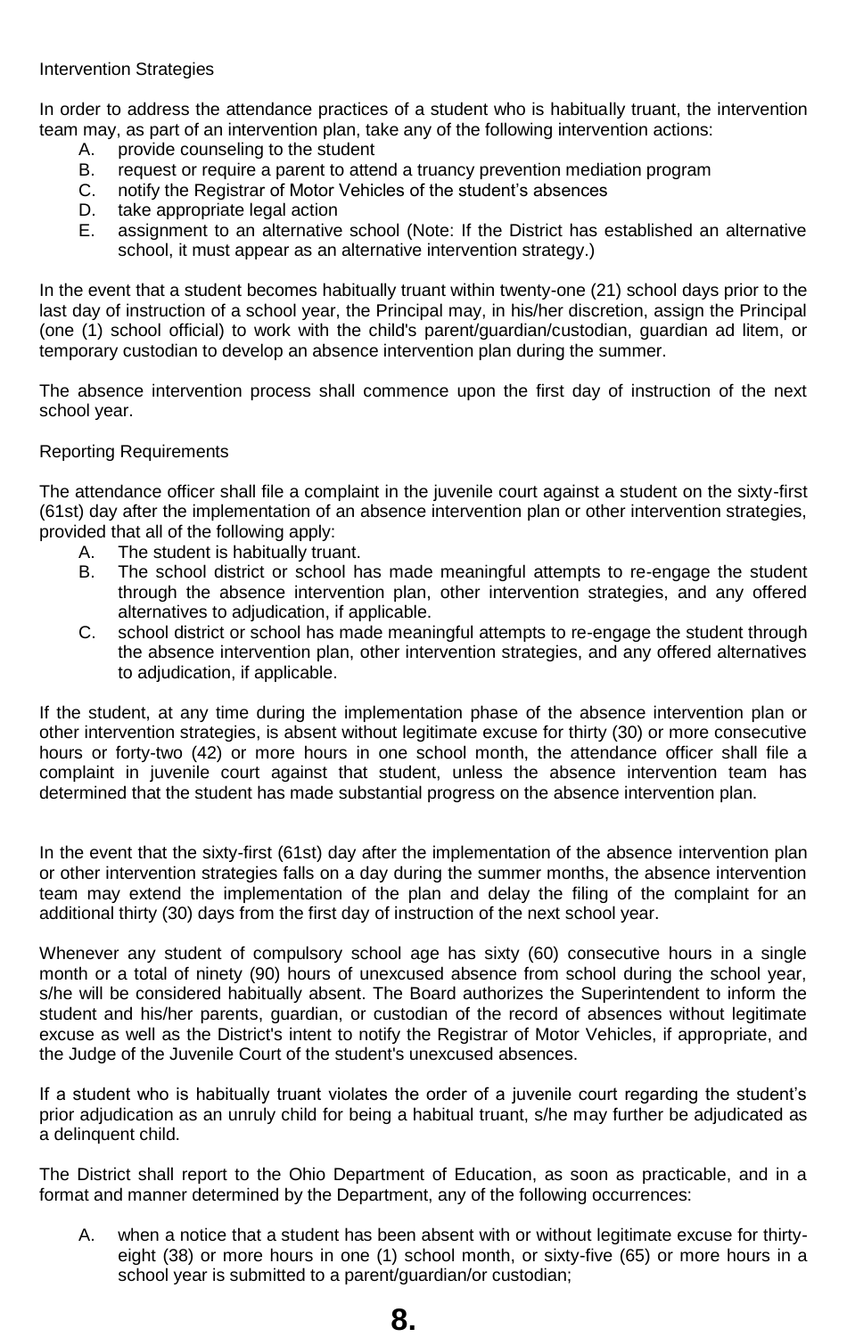Intervention Strategies

In order to address the attendance practices of a student who is habitually truant, the intervention team may, as part of an intervention plan, take any of the following intervention actions:

A. provide counseling to the student
B. request or require a parent to attend a truancy prevention mediation program
C. notify the Registrar of Motor Vehicles of the student's absences
D. take appropriate legal action
E. assignment to an alternative school (Note: If the District has established an alternative school, it must appear as an alternative intervention strategy.)

In the event that a student becomes habitually truant within twenty-one (21) school days prior to the last day of instruction of a school year, the Principal may, in his/her discretion, assign the Principal (one (1) school official) to work with the child's parent/guardian/custodian, guardian ad litem, or temporary custodian to develop an absence intervention plan during the summer.

The absence intervention process shall commence upon the first day of instruction of the next school year.

Reporting Requirements

The attendance officer shall file a complaint in the juvenile court against a student on the sixty-first (61st) day after the implementation of an absence intervention plan or other intervention strategies, provided that all of the following apply:

A. The student is habitually truant.
B. The school district or school has made meaningful attempts to re-engage the student through the absence intervention plan, other intervention strategies, and any offered alternatives to adjudication, if applicable.
C. school district or school has made meaningful attempts to re-engage the student through the absence intervention plan, other intervention strategies, and any offered alternatives to adjudication, if applicable.

If the student, at any time during the implementation phase of the absence intervention plan or other intervention strategies, is absent without legitimate excuse for thirty (30) or more consecutive hours or forty-two (42) or more hours in one school month, the attendance officer shall file a complaint in juvenile court against that student, unless the absence intervention team has determined that the student has made substantial progress on the absence intervention plan.

In the event that the sixty-first (61st) day after the implementation of the absence intervention plan or other intervention strategies falls on a day during the summer months, the absence intervention team may extend the implementation of the plan and delay the filing of the complaint for an additional thirty (30) days from the first day of instruction of the next school year.

Whenever any student of compulsory school age has sixty (60) consecutive hours in a single month or a total of ninety (90) hours of unexcused absence from school during the school year, s/he will be considered habitually absent. The Board authorizes the Superintendent to inform the student and his/her parents, guardian, or custodian of the record of absences without legitimate excuse as well as the District's intent to notify the Registrar of Motor Vehicles, if appropriate, and the Judge of the Juvenile Court of the student's unexcused absences.

If a student who is habitually truant violates the order of a juvenile court regarding the student's prior adjudication as an unruly child for being a habitual truant, s/he may further be adjudicated as a delinquent child.

The District shall report to the Ohio Department of Education, as soon as practicable, and in a format and manner determined by the Department, any of the following occurrences:

A. when a notice that a student has been absent with or without legitimate excuse for thirty-eight (38) or more hours in one (1) school month, or sixty-five (65) or more hours in a school year is submitted to a parent/guardian/or custodian;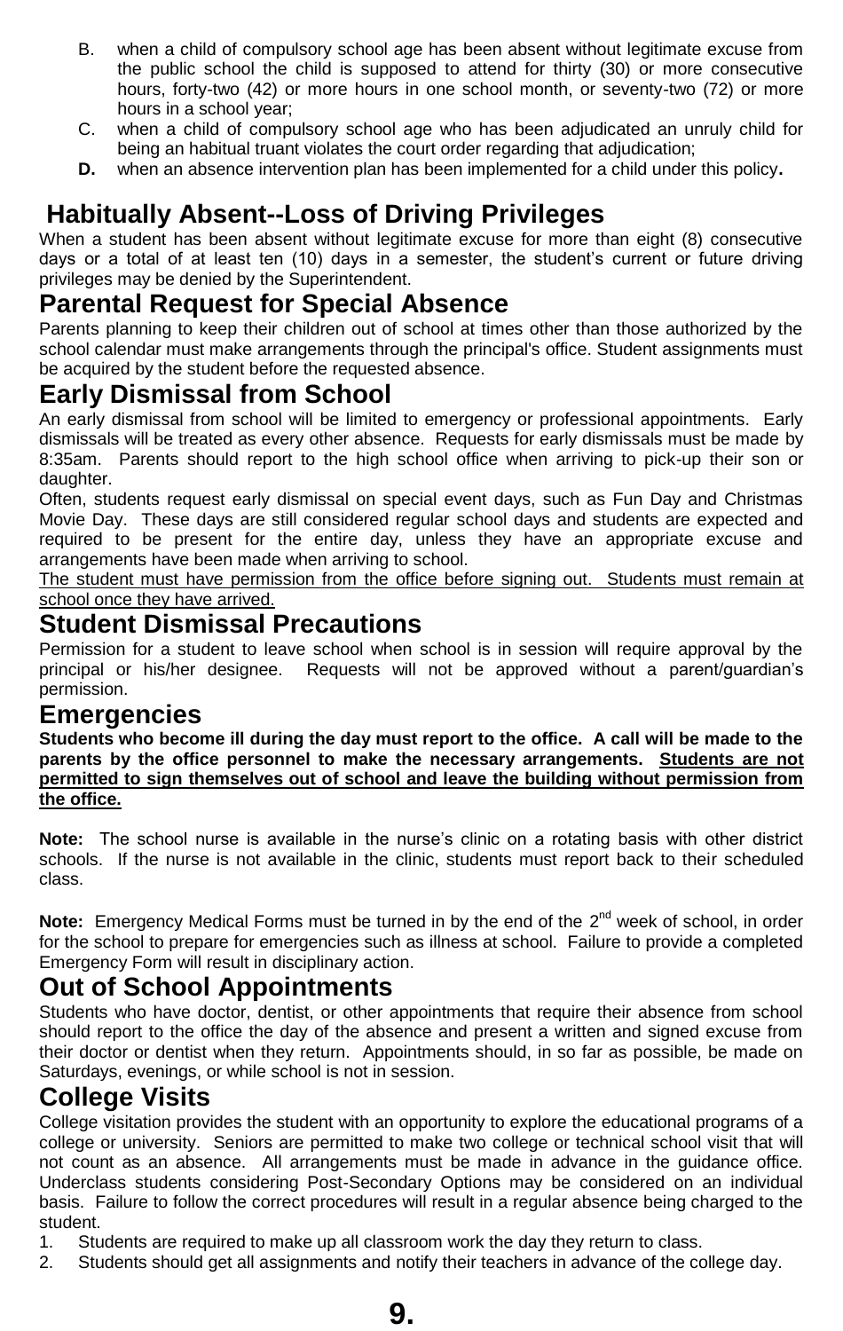B. when a child of compulsory school age has been absent without legitimate excuse from the public school the child is supposed to attend for thirty (30) or more consecutive hours, forty-two (42) or more hours in one school month, or seventy-two (72) or more hours in a school year;

C. when a child of compulsory school age who has been adjudicated an unruly child for being an habitual truant violates the court order regarding that adjudication;

**D.** when an absence intervention plan has been implemented for a child under this policy**.**

## Habitually Absent--Loss of Driving Privileges

When a student has been absent without legitimate excuse for more than eight (8) consecutive days or a total of at least ten (10) days in a semester, the student's current or future driving privileges may be denied by the Superintendent.

## Parental Request for Special Absence

Parents planning to keep their children out of school at times other than those authorized by the school calendar must make arrangements through the principal's office. Student assignments must be acquired by the student before the requested absence.

## Early Dismissal from School

An early dismissal from school will be limited to emergency or professional appointments. Early dismissals will be treated as every other absence. Requests for early dismissals must be made by 8:35am. Parents should report to the high school office when arriving to pick-up their son or daughter.

Often, students request early dismissal on special event days, such as Fun Day and Christmas Movie Day. These days are still considered regular school days and students are expected and required to be present for the entire day, unless they have an appropriate excuse and arrangements have been made when arriving to school.

<u>The student must have permission from the office before signing out. Students must remain at school once they have arrived.</u>

## Student Dismissal Precautions

Permission for a student to leave school when school is in session will require approval by the principal or his/her designee. Requests will not be approved without a parent/guardian's permission.

## Emergencies

**Students who become ill during the day must report to the office. A call will be made to the parents by the office personnel to make the necessary arrangements. <u>Students are not permitted to sign themselves out of school and leave the building without permission from the office.</u>**

**Note:** The school nurse is available in the nurse's clinic on a rotating basis with other district schools. If the nurse is not available in the clinic, students must report back to their scheduled class.

**Note:** Emergency Medical Forms must be turned in by the end of the 2nd week of school, in order for the school to prepare for emergencies such as illness at school. Failure to provide a completed Emergency Form will result in disciplinary action.

## Out of School Appointments

Students who have doctor, dentist, or other appointments that require their absence from school should report to the office the day of the absence and present a written and signed excuse from their doctor or dentist when they return. Appointments should, in so far as possible, be made on Saturdays, evenings, or while school is not in session.

## College Visits

College visitation provides the student with an opportunity to explore the educational programs of a college or university. Seniors are permitted to make two college or technical school visit that will not count as an absence. All arrangements must be made in advance in the guidance office. Underclass students considering Post-Secondary Options may be considered on an individual basis. Failure to follow the correct procedures will result in a regular absence being charged to the student.

1. Students are required to make up all classroom work the day they return to class.
2. Students should get all assignments and notify their teachers in advance of the college day.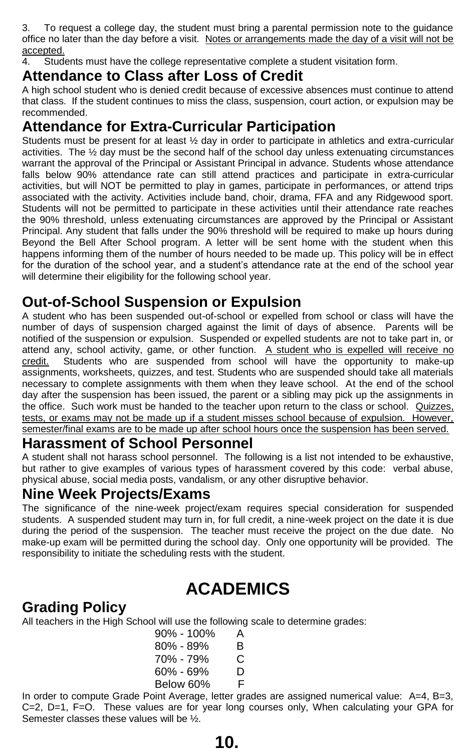3. To request a college day, the student must bring a parental permission note to the guidance office no later than the day before a visit. Notes or arrangements made the day of a visit will not be accepted.

4. Students must have the college representative complete a student visitation form.

## Attendance to Class after Loss of Credit

A high school student who is denied credit because of excessive absences must continue to attend that class. If the student continues to miss the class, suspension, court action, or expulsion may be recommended.

## Attendance for Extra-Curricular Participation

Students must be present for at least ½ day in order to participate in athletics and extra-curricular activities. The ½ day must be the second half of the school day unless extenuating circumstances warrant the approval of the Principal or Assistant Principal in advance. Students whose attendance falls below 90% attendance rate can still attend practices and participate in extra-curricular activities, but will NOT be permitted to play in games, participate in performances, or attend trips associated with the activity. Activities include band, choir, drama, FFA and any Ridgewood sport. Students will not be permitted to participate in these activities until their attendance rate reaches the 90% threshold, unless extenuating circumstances are approved by the Principal or Assistant Principal. Any student that falls under the 90% threshold will be required to make up hours during Beyond the Bell After School program. A letter will be sent home with the student when this happens informing them of the number of hours needed to be made up. This policy will be in effect for the duration of the school year, and a student's attendance rate at the end of the school year will determine their eligibility for the following school year.

## Out-of-School Suspension or Expulsion

A student who has been suspended out-of-school or expelled from school or class will have the number of days of suspension charged against the limit of days of absence. Parents will be notified of the suspension or expulsion. Suspended or expelled students are not to take part in, or attend any, school activity, game, or other function. A student who is expelled will receive no credit. Students who are suspended from school will have the opportunity to make-up assignments, worksheets, quizzes, and test. Students who are suspended should take all materials necessary to complete assignments with them when they leave school. At the end of the school day after the suspension has been issued, the parent or a sibling may pick up the assignments in the office. Such work must be handed to the teacher upon return to the class or school. Quizzes, tests, or exams may not be made up if a student misses school because of expulsion. However, semester/final exams are to be made up after school hours once the suspension has been served.

## Harassment of School Personnel

A student shall not harass school personnel. The following is a list not intended to be exhaustive, but rather to give examples of various types of harassment covered by this code: verbal abuse, physical abuse, social media posts, vandalism, or any other disruptive behavior.

## Nine Week Projects/Exams

The significance of the nine-week project/exam requires special consideration for suspended students. A suspended student may turn in, for full credit, a nine-week project on the date it is due during the period of the suspension. The teacher must receive the project on the due date. No make-up exam will be permitted during the school day. Only one opportunity will be provided. The responsibility to initiate the scheduling rests with the student.

# ACADEMICS

## Grading Policy

All teachers in the High School will use the following scale to determine grades:

| | |
|---|---|
| 90% - 100% | A |
| 80% - 89% | B |
| 70% - 79% | C |
| 60% - 69% | D |
| Below 60% | F |

In order to compute Grade Point Average, letter grades are assigned numerical value: A=4, B=3, C=2, D=1, F=O. These values are for year long courses only, When calculating your GPA for Semester classes these values will be ½.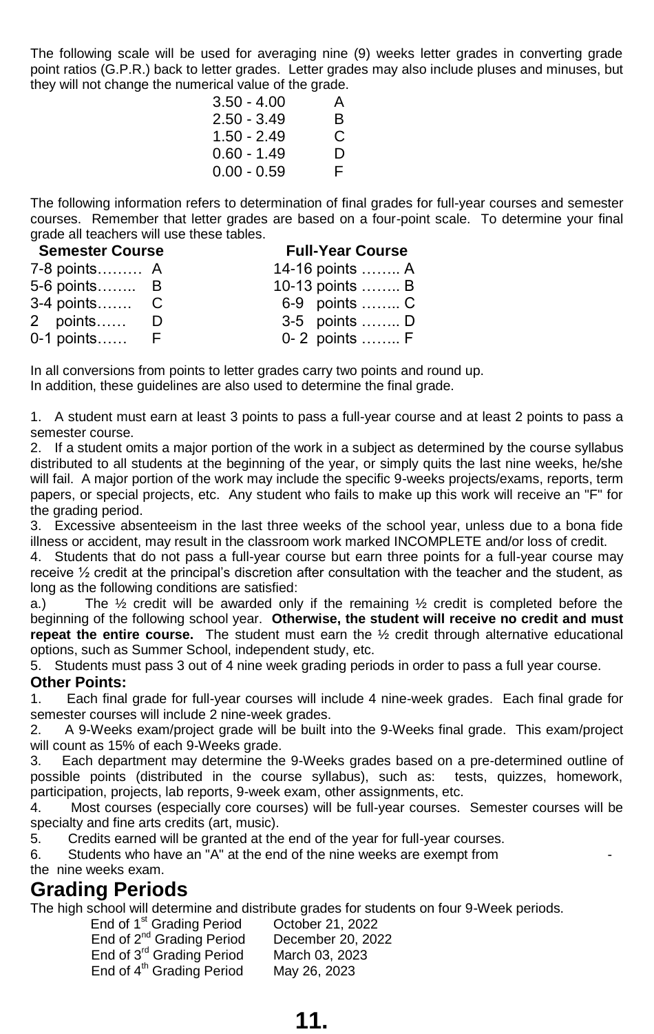The following scale will be used for averaging nine (9) weeks letter grades in converting grade point ratios (G.P.R.) back to letter grades. Letter grades may also include pluses and minuses, but they will not change the numerical value of the grade.

| | |
|---|---|
| 3.50 - 4.00 | A |
| 2.50 - 3.49 | B |
| 1.50 - 2.49 | C |
| 0.60 - 1.49 | D |
| 0.00 - 0.59 | F |

The following information refers to determination of final grades for full-year courses and semester courses. Remember that letter grades are based on a four-point scale. To determine your final grade all teachers will use these tables.

| Semester Course | | Full-Year Course | |
|---|---|---|---|
| 7-8 points……… | A | 14-16 points …….. | A |
| 5-6 points…….. | B | 10-13 points …….. | B |
| 3-4 points……. | C | 6-9 points …….. | C |
| 2 points…… | D | 3-5 points …….. | D |
| 0-1 points…… | F | 0- 2 points …….. | F |

In all conversions from points to letter grades carry two points and round up.
In addition, these guidelines are also used to determine the final grade.

1. A student must earn at least 3 points to pass a full-year course and at least 2 points to pass a semester course.
2. If a student omits a major portion of the work in a subject as determined by the course syllabus distributed to all students at the beginning of the year, or simply quits the last nine weeks, he/she will fail. A major portion of the work may include the specific 9-weeks projects/exams, reports, term papers, or special projects, etc. Any student who fails to make up this work will receive an "F" for the grading period.
3. Excessive absenteeism in the last three weeks of the school year, unless due to a bona fide illness or accident, may result in the classroom work marked INCOMPLETE and/or loss of credit.
4. Students that do not pass a full-year course but earn three points for a full-year course may receive ½ credit at the principal's discretion after consultation with the teacher and the student, as long as the following conditions are satisfied:
   a.) The ½ credit will be awarded only if the remaining ½ credit is completed before the beginning of the following school year. **Otherwise, the student will receive no credit and must repeat the entire course.** The student must earn the ½ credit through alternative educational options, such as Summer School, independent study, etc.
5. Students must pass 3 out of 4 nine week grading periods in order to pass a full year course.

**Other Points:**

1. Each final grade for full-year courses will include 4 nine-week grades. Each final grade for semester courses will include 2 nine-week grades.
2. A 9-Weeks exam/project grade will be built into the 9-Weeks final grade. This exam/project will count as 15% of each 9-Weeks grade.
3. Each department may determine the 9-Weeks grades based on a pre-determined outline of possible points (distributed in the course syllabus), such as: tests, quizzes, homework, participation, projects, lab reports, 9-week exam, other assignments, etc.
4. Most courses (especially core courses) will be full-year courses. Semester courses will be specialty and fine arts credits (art, music).
5. Credits earned will be granted at the end of the year for full-year courses.
6. Students who have an "A" at the end of the nine weeks are exempt from - the nine weeks exam.

# Grading Periods

The high school will determine and distribute grades for students on four 9-Week periods.

| | |
|---|---|
| End of 1st Grading Period | October 21, 2022 |
| End of 2nd Grading Period | December 20, 2022 |
| End of 3rd Grading Period | March 03, 2023 |
| End of 4th Grading Period | May 26, 2023 |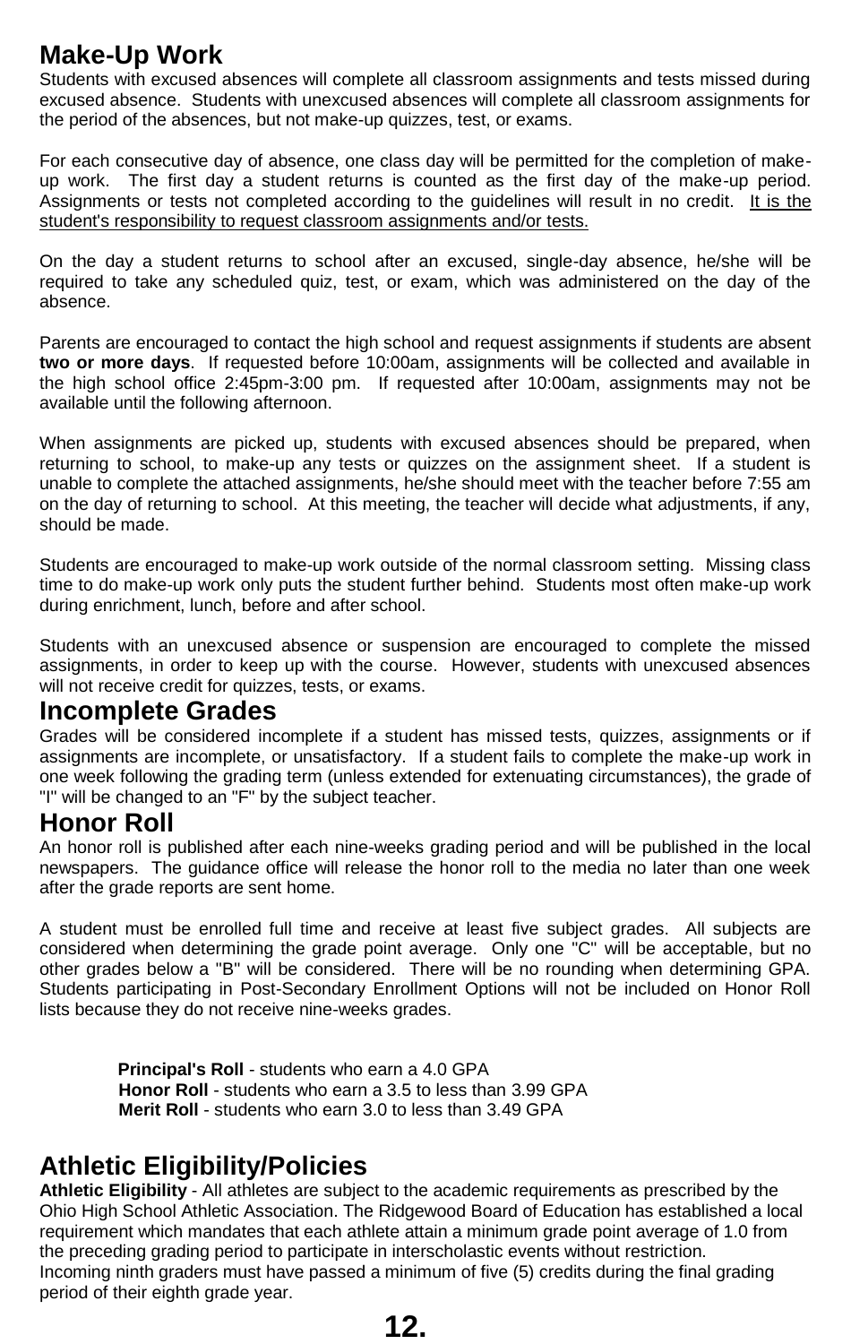## Make-Up Work

Students with excused absences will complete all classroom assignments and tests missed during excused absence. Students with unexcused absences will complete all classroom assignments for the period of the absences, but not make-up quizzes, test, or exams.

For each consecutive day of absence, one class day will be permitted for the completion of make-up work. The first day a student returns is counted as the first day of the make-up period. Assignments or tests not completed according to the guidelines will result in no credit. It is the student's responsibility to request classroom assignments and/or tests.

On the day a student returns to school after an excused, single-day absence, he/she will be required to take any scheduled quiz, test, or exam, which was administered on the day of the absence.

Parents are encouraged to contact the high school and request assignments if students are absent **two or more days**. If requested before 10:00am, assignments will be collected and available in the high school office 2:45pm-3:00 pm. If requested after 10:00am, assignments may not be available until the following afternoon.

When assignments are picked up, students with excused absences should be prepared, when returning to school, to make-up any tests or quizzes on the assignment sheet. If a student is unable to complete the attached assignments, he/she should meet with the teacher before 7:55 am on the day of returning to school. At this meeting, the teacher will decide what adjustments, if any, should be made.

Students are encouraged to make-up work outside of the normal classroom setting. Missing class time to do make-up work only puts the student further behind. Students most often make-up work during enrichment, lunch, before and after school.

Students with an unexcused absence or suspension are encouraged to complete the missed assignments, in order to keep up with the course. However, students with unexcused absences will not receive credit for quizzes, tests, or exams.

## Incomplete Grades

Grades will be considered incomplete if a student has missed tests, quizzes, assignments or if assignments are incomplete, or unsatisfactory. If a student fails to complete the make-up work in one week following the grading term (unless extended for extenuating circumstances), the grade of "I" will be changed to an "F" by the subject teacher.

## Honor Roll

An honor roll is published after each nine-weeks grading period and will be published in the local newspapers. The guidance office will release the honor roll to the media no later than one week after the grade reports are sent home.

A student must be enrolled full time and receive at least five subject grades. All subjects are considered when determining the grade point average. Only one "C" will be acceptable, but no other grades below a "B" will be considered. There will be no rounding when determining GPA. Students participating in Post-Secondary Enrollment Options will not be included on Honor Roll lists because they do not receive nine-weeks grades.

**Principal's Roll** - students who earn a 4.0 GPA
**Honor Roll** - students who earn a 3.5 to less than 3.99 GPA
**Merit Roll** - students who earn 3.0 to less than 3.49 GPA

## Athletic Eligibility/Policies

**Athletic Eligibility** - All athletes are subject to the academic requirements as prescribed by the Ohio High School Athletic Association. The Ridgewood Board of Education has established a local requirement which mandates that each athlete attain a minimum grade point average of 1.0 from the preceding grading period to participate in interscholastic events without restriction.
Incoming ninth graders must have passed a minimum of five (5) credits during the final grading period of their eighth grade year.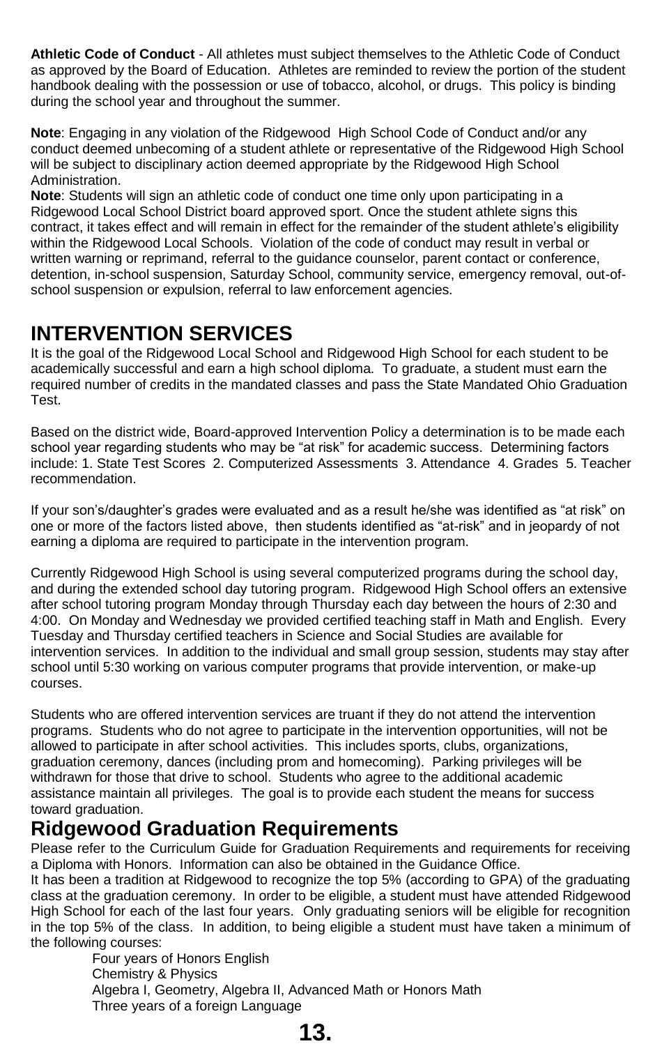**Athletic Code of Conduct** - All athletes must subject themselves to the Athletic Code of Conduct as approved by the Board of Education. Athletes are reminded to review the portion of the student handbook dealing with the possession or use of tobacco, alcohol, or drugs. This policy is binding during the school year and throughout the summer.

**Note**: Engaging in any violation of the Ridgewood High School Code of Conduct and/or any conduct deemed unbecoming of a student athlete or representative of the Ridgewood High School will be subject to disciplinary action deemed appropriate by the Ridgewood High School Administration.

**Note**: Students will sign an athletic code of conduct one time only upon participating in a Ridgewood Local School District board approved sport. Once the student athlete signs this contract, it takes effect and will remain in effect for the remainder of the student athlete's eligibility within the Ridgewood Local Schools. Violation of the code of conduct may result in verbal or written warning or reprimand, referral to the guidance counselor, parent contact or conference, detention, in-school suspension, Saturday School, community service, emergency removal, out-of-school suspension or expulsion, referral to law enforcement agencies.

# INTERVENTION SERVICES

It is the goal of the Ridgewood Local School and Ridgewood High School for each student to be academically successful and earn a high school diploma. To graduate, a student must earn the required number of credits in the mandated classes and pass the State Mandated Ohio Graduation Test.

Based on the district wide, Board-approved Intervention Policy a determination is to be made each school year regarding students who may be "at risk" for academic success. Determining factors include: 1. State Test Scores 2. Computerized Assessments 3. Attendance 4. Grades 5. Teacher recommendation.

If your son's/daughter's grades were evaluated and as a result he/she was identified as "at risk" on one or more of the factors listed above, then students identified as "at-risk" and in jeopardy of not earning a diploma are required to participate in the intervention program.

Currently Ridgewood High School is using several computerized programs during the school day, and during the extended school day tutoring program. Ridgewood High School offers an extensive after school tutoring program Monday through Thursday each day between the hours of 2:30 and 4:00. On Monday and Wednesday we provided certified teaching staff in Math and English. Every Tuesday and Thursday certified teachers in Science and Social Studies are available for intervention services. In addition to the individual and small group session, students may stay after school until 5:30 working on various computer programs that provide intervention, or make-up courses.

Students who are offered intervention services are truant if they do not attend the intervention programs. Students who do not agree to participate in the intervention opportunities, will not be allowed to participate in after school activities. This includes sports, clubs, organizations, graduation ceremony, dances (including prom and homecoming). Parking privileges will be withdrawn for those that drive to school. Students who agree to the additional academic assistance maintain all privileges. The goal is to provide each student the means for success toward graduation.

# Ridgewood Graduation Requirements

Please refer to the Curriculum Guide for Graduation Requirements and requirements for receiving a Diploma with Honors. Information can also be obtained in the Guidance Office.

It has been a tradition at Ridgewood to recognize the top 5% (according to GPA) of the graduating class at the graduation ceremony. In order to be eligible, a student must have attended Ridgewood High School for each of the last four years. Only graduating seniors will be eligible for recognition in the top 5% of the class. In addition, to being eligible a student must have taken a minimum of the following courses:

- Four years of Honors English
- Chemistry & Physics
- Algebra I, Geometry, Algebra II, Advanced Math or Honors Math
- Three years of a foreign Language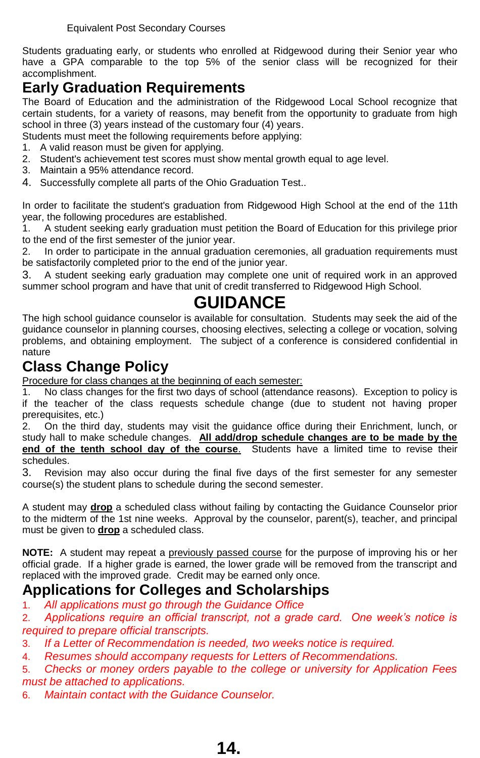Equivalent Post Secondary Courses

Students graduating early, or students who enrolled at Ridgewood during their Senior year who have a GPA comparable to the top 5% of the senior class will be recognized for their accomplishment.

## Early Graduation Requirements

The Board of Education and the administration of the Ridgewood Local School recognize that certain students, for a variety of reasons, may benefit from the opportunity to graduate from high school in three (3) years instead of the customary four (4) years.

Students must meet the following requirements before applying:

1. A valid reason must be given for applying.
2. Student's achievement test scores must show mental growth equal to age level.
3. Maintain a 95% attendance record.
4. Successfully complete all parts of the Ohio Graduation Test..

In order to facilitate the student's graduation from Ridgewood High School at the end of the 11th year, the following procedures are established.

1. A student seeking early graduation must petition the Board of Education for this privilege prior to the end of the first semester of the junior year.
2. In order to participate in the annual graduation ceremonies, all graduation requirements must be satisfactorily completed prior to the end of the junior year.
3. A student seeking early graduation may complete one unit of required work in an approved summer school program and have that unit of credit transferred to Ridgewood High School.

# GUIDANCE

The high school guidance counselor is available for consultation. Students may seek the aid of the guidance counselor in planning courses, choosing electives, selecting a college or vocation, solving problems, and obtaining employment. The subject of a conference is considered confidential in nature

## Class Change Policy

Procedure for class changes at the beginning of each semester:

1. No class changes for the first two days of school (attendance reasons). Exception to policy is if the teacher of the class requests schedule change (due to student not having proper prerequisites, etc.)
2. On the third day, students may visit the guidance office during their Enrichment, lunch, or study hall to make schedule changes. **All add/drop schedule changes are to be made by the end of the tenth school day of the course**. Students have a limited time to revise their schedules.
3. Revision may also occur during the final five days of the first semester for any semester course(s) the student plans to schedule during the second semester.

A student may **drop** a scheduled class without failing by contacting the Guidance Counselor prior to the midterm of the 1st nine weeks. Approval by the counselor, parent(s), teacher, and principal must be given to **drop** a scheduled class.

**NOTE:** A student may repeat a previously passed course for the purpose of improving his or her official grade. If a higher grade is earned, the lower grade will be removed from the transcript and replaced with the improved grade. Credit may be earned only once.

## Applications for Colleges and Scholarships

1. *All applications must go through the Guidance Office*
2. *Applications require an official transcript, not a grade card. One week's notice is required to prepare official transcripts.*
3. *If a Letter of Recommendation is needed, two weeks notice is required.*
4. *Resumes should accompany requests for Letters of Recommendations.*
5. *Checks or money orders payable to the college or university for Application Fees must be attached to applications.*
6. *Maintain contact with the Guidance Counselor.*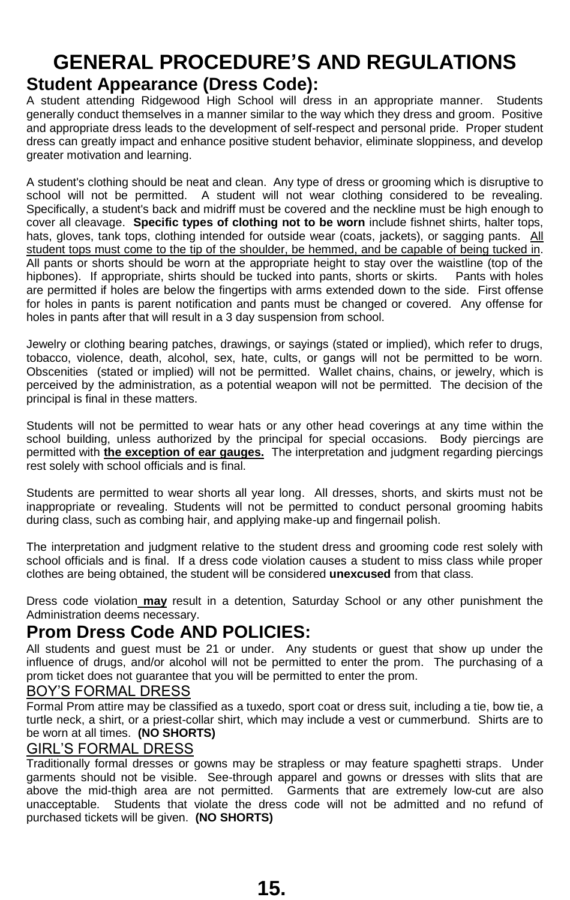# GENERAL PROCEDURE'S AND REGULATIONS

## Student Appearance (Dress Code):

A student attending Ridgewood High School will dress in an appropriate manner. Students generally conduct themselves in a manner similar to the way which they dress and groom. Positive and appropriate dress leads to the development of self-respect and personal pride. Proper student dress can greatly impact and enhance positive student behavior, eliminate sloppiness, and develop greater motivation and learning.

A student's clothing should be neat and clean. Any type of dress or grooming which is disruptive to school will not be permitted. A student will not wear clothing considered to be revealing. Specifically, a student's back and midriff must be covered and the neckline must be high enough to cover all cleavage. **Specific types of clothing not to be worn** include fishnet shirts, halter tops, hats, gloves, tank tops, clothing intended for outside wear (coats, jackets), or sagging pants. <u>All student tops must come to the tip of the shoulder, be hemmed, and be capable of being tucked in</u>. All pants or shorts should be worn at the appropriate height to stay over the waistline (top of the hipbones). If appropriate, shirts should be tucked into pants, shorts or skirts. Pants with holes are permitted if holes are below the fingertips with arms extended down to the side. First offense for holes in pants is parent notification and pants must be changed or covered. Any offense for holes in pants after that will result in a 3 day suspension from school.

Jewelry or clothing bearing patches, drawings, or sayings (stated or implied), which refer to drugs, tobacco, violence, death, alcohol, sex, hate, cults, or gangs will not be permitted to be worn. Obscenities (stated or implied) will not be permitted. Wallet chains, chains, or jewelry, which is perceived by the administration, as a potential weapon will not be permitted. The decision of the principal is final in these matters.

Students will not be permitted to wear hats or any other head coverings at any time within the school building, unless authorized by the principal for special occasions. Body piercings are permitted with **<u>the exception of ear gauges.</u>** The interpretation and judgment regarding piercings rest solely with school officials and is final.

Students are permitted to wear shorts all year long. All dresses, shorts, and skirts must not be inappropriate or revealing. Students will not be permitted to conduct personal grooming habits during class, such as combing hair, and applying make-up and fingernail polish.

The interpretation and judgment relative to the student dress and grooming code rest solely with school officials and is final. If a dress code violation causes a student to miss class while proper clothes are being obtained, the student will be considered **unexcused** from that class.

Dress code violation **<u>may</u>** result in a detention, Saturday School or any other punishment the Administration deems necessary.

## Prom Dress Code AND POLICIES:

All students and guest must be 21 or under. Any students or guest that show up under the influence of drugs, and/or alcohol will not be permitted to enter the prom. The purchasing of a prom ticket does not guarantee that you will be permitted to enter the prom.

### <u>BOY'S FORMAL DRESS</u>

Formal Prom attire may be classified as a tuxedo, sport coat or dress suit, including a tie, bow tie, a turtle neck, a shirt, or a priest-collar shirt, which may include a vest or cummerbund. Shirts are to be worn at all times. **(NO SHORTS)**

### <u>GIRL'S FORMAL DRESS</u>

Traditionally formal dresses or gowns may be strapless or may feature spaghetti straps. Under garments should not be visible. See-through apparel and gowns or dresses with slits that are above the mid-thigh area are not permitted. Garments that are extremely low-cut are also unacceptable. Students that violate the dress code will not be admitted and no refund of purchased tickets will be given. **(NO SHORTS)**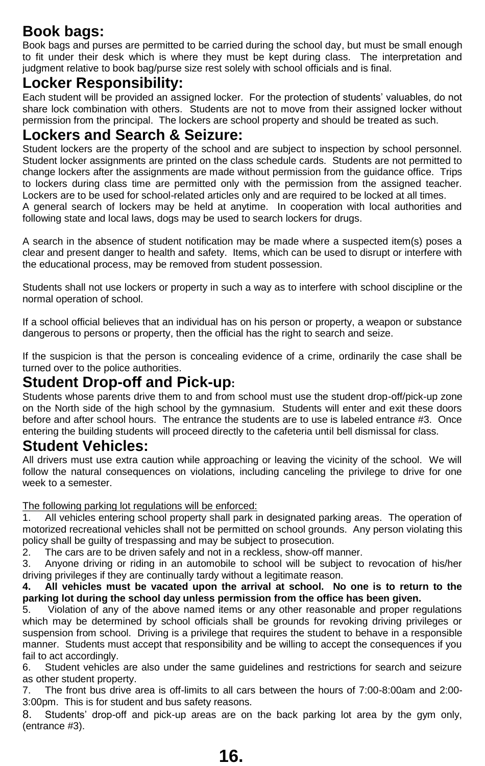## Book bags:

Book bags and purses are permitted to be carried during the school day, but must be small enough to fit under their desk which is where they must be kept during class. The interpretation and judgment relative to book bag/purse size rest solely with school officials and is final.

## Locker Responsibility:

Each student will be provided an assigned locker. For the protection of students' valuables, do not share lock combination with others. Students are not to move from their assigned locker without permission from the principal. The lockers are school property and should be treated as such.

## Lockers and Search & Seizure:

Student lockers are the property of the school and are subject to inspection by school personnel. Student locker assignments are printed on the class schedule cards. Students are not permitted to change lockers after the assignments are made without permission from the guidance office. Trips to lockers during class time are permitted only with the permission from the assigned teacher. Lockers are to be used for school-related articles only and are required to be locked at all times.
A general search of lockers may be held at anytime. In cooperation with local authorities and following state and local laws, dogs may be used to search lockers for drugs.

A search in the absence of student notification may be made where a suspected item(s) poses a clear and present danger to health and safety. Items, which can be used to disrupt or interfere with the educational process, may be removed from student possession.

Students shall not use lockers or property in such a way as to interfere with school discipline or the normal operation of school.

If a school official believes that an individual has on his person or property, a weapon or substance dangerous to persons or property, then the official has the right to search and seize.

If the suspicion is that the person is concealing evidence of a crime, ordinarily the case shall be turned over to the police authorities.

## Student Drop-off and Pick-up:

Students whose parents drive them to and from school must use the student drop-off/pick-up zone on the North side of the high school by the gymnasium. Students will enter and exit these doors before and after school hours. The entrance the students are to use is labeled entrance #3. Once entering the building students will proceed directly to the cafeteria until bell dismissal for class.

## Student Vehicles:

All drivers must use extra caution while approaching or leaving the vicinity of the school. We will follow the natural consequences on violations, including canceling the privilege to drive for one week to a semester.

<u>The following parking lot regulations will be enforced:</u>

1. All vehicles entering school property shall park in designated parking areas. The operation of motorized recreational vehicles shall not be permitted on school grounds. Any person violating this policy shall be guilty of trespassing and may be subject to prosecution.
2. The cars are to be driven safely and not in a reckless, show-off manner.
3. Anyone driving or riding in an automobile to school will be subject to revocation of his/her driving privileges if they are continually tardy without a legitimate reason.
4. **All vehicles must be vacated upon the arrival at school. No one is to return to the parking lot during the school day unless permission from the office has been given.**
5. Violation of any of the above named items or any other reasonable and proper regulations which may be determined by school officials shall be grounds for revoking driving privileges or suspension from school. Driving is a privilege that requires the student to behave in a responsible manner. Students must accept that responsibility and be willing to accept the consequences if you fail to act accordingly.
6. Student vehicles are also under the same guidelines and restrictions for search and seizure as other student property.
7. The front bus drive area is off-limits to all cars between the hours of 7:00-8:00am and 2:00-3:00pm. This is for student and bus safety reasons.
8. Students' drop-off and pick-up areas are on the back parking lot area by the gym only, (entrance #3).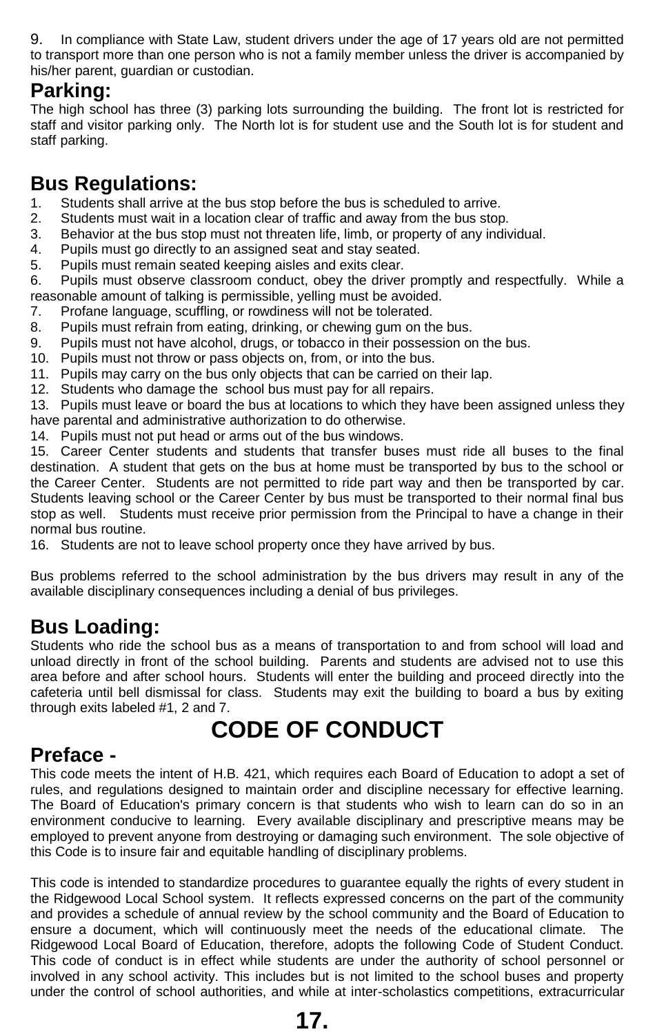9. In compliance with State Law, student drivers under the age of 17 years old are not permitted to transport more than one person who is not a family member unless the driver is accompanied by his/her parent, guardian or custodian.

## Parking:

The high school has three (3) parking lots surrounding the building. The front lot is restricted for staff and visitor parking only. The North lot is for student use and the South lot is for student and staff parking.

## Bus Regulations:

1. Students shall arrive at the bus stop before the bus is scheduled to arrive.
2. Students must wait in a location clear of traffic and away from the bus stop.
3. Behavior at the bus stop must not threaten life, limb, or property of any individual.
4. Pupils must go directly to an assigned seat and stay seated.
5. Pupils must remain seated keeping aisles and exits clear.
6. Pupils must observe classroom conduct, obey the driver promptly and respectfully. While a reasonable amount of talking is permissible, yelling must be avoided.
7. Profane language, scuffling, or rowdiness will not be tolerated.
8. Pupils must refrain from eating, drinking, or chewing gum on the bus.
9. Pupils must not have alcohol, drugs, or tobacco in their possession on the bus.
10. Pupils must not throw or pass objects on, from, or into the bus.
11. Pupils may carry on the bus only objects that can be carried on their lap.
12. Students who damage the school bus must pay for all repairs.
13. Pupils must leave or board the bus at locations to which they have been assigned unless they have parental and administrative authorization to do otherwise.
14. Pupils must not put head or arms out of the bus windows.
15. Career Center students and students that transfer buses must ride all buses to the final destination. A student that gets on the bus at home must be transported by bus to the school or the Career Center. Students are not permitted to ride part way and then be transported by car. Students leaving school or the Career Center by bus must be transported to their normal final bus stop as well. Students must receive prior permission from the Principal to have a change in their normal bus routine.
16. Students are not to leave school property once they have arrived by bus.

Bus problems referred to the school administration by the bus drivers may result in any of the available disciplinary consequences including a denial of bus privileges.

## Bus Loading:

Students who ride the school bus as a means of transportation to and from school will load and unload directly in front of the school building. Parents and students are advised not to use this area before and after school hours. Students will enter the building and proceed directly into the cafeteria until bell dismissal for class. Students may exit the building to board a bus by exiting through exits labeled #1, 2 and 7.

# CODE OF CONDUCT

## Preface -

This code meets the intent of H.B. 421, which requires each Board of Education to adopt a set of rules, and regulations designed to maintain order and discipline necessary for effective learning. The Board of Education's primary concern is that students who wish to learn can do so in an environment conducive to learning. Every available disciplinary and prescriptive means may be employed to prevent anyone from destroying or damaging such environment. The sole objective of this Code is to insure fair and equitable handling of disciplinary problems.

This code is intended to standardize procedures to guarantee equally the rights of every student in the Ridgewood Local School system. It reflects expressed concerns on the part of the community and provides a schedule of annual review by the school community and the Board of Education to ensure a document, which will continuously meet the needs of the educational climate. The Ridgewood Local Board of Education, therefore, adopts the following Code of Student Conduct. This code of conduct is in effect while students are under the authority of school personnel or involved in any school activity. This includes but is not limited to the school buses and property under the control of school authorities, and while at inter-scholastics competitions, extracurricular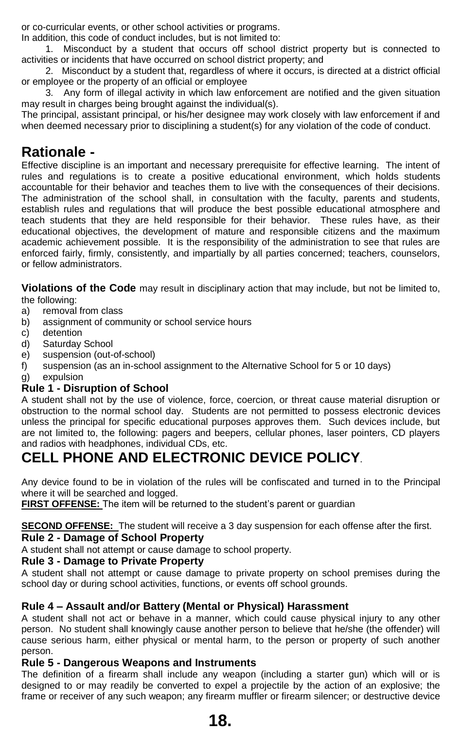or co-curricular events, or other school activities or programs.

In addition, this code of conduct includes, but is not limited to:

1. Misconduct by a student that occurs off school district property but is connected to activities or incidents that have occurred on school district property; and
2. Misconduct by a student that, regardless of where it occurs, is directed at a district official or employee or the property of an official or employee
3. Any form of illegal activity in which law enforcement are notified and the given situation may result in charges being brought against the individual(s).

The principal, assistant principal, or his/her designee may work closely with law enforcement if and when deemed necessary prior to disciplining a student(s) for any violation of the code of conduct.

# Rationale -

Effective discipline is an important and necessary prerequisite for effective learning. The intent of rules and regulations is to create a positive educational environment, which holds students accountable for their behavior and teaches them to live with the consequences of their decisions. The administration of the school shall, in consultation with the faculty, parents and students, establish rules and regulations that will produce the best possible educational atmosphere and teach students that they are held responsible for their behavior. These rules have, as their educational objectives, the development of mature and responsible citizens and the maximum academic achievement possible. It is the responsibility of the administration to see that rules are enforced fairly, firmly, consistently, and impartially by all parties concerned; teachers, counselors, or fellow administrators.

**Violations of the Code** may result in disciplinary action that may include, but not be limited to, the following:

a) removal from class
b) assignment of community or school service hours
c) detention
d) Saturday School
e) suspension (out-of-school)
f) suspension (as an in-school assignment to the Alternative School for 5 or 10 days)
g) expulsion

### Rule 1 - Disruption of School

A student shall not by the use of violence, force, coercion, or threat cause material disruption or obstruction to the normal school day. Students are not permitted to possess electronic devices unless the principal for specific educational purposes approves them. Such devices include, but are not limited to, the following: pagers and beepers, cellular phones, laser pointers, CD players and radios with headphones, individual CDs, etc.

# CELL PHONE AND ELECTRONIC DEVICE POLICY.

Any device found to be in violation of the rules will be confiscated and turned in to the Principal where it will be searched and logged.

**FIRST OFFENSE:** The item will be returned to the student's parent or guardian

**SECOND OFFENSE:** The student will receive a 3 day suspension for each offense after the first.

### Rule 2 - Damage of School Property

A student shall not attempt or cause damage to school property.

### Rule 3 - Damage to Private Property

A student shall not attempt or cause damage to private property on school premises during the school day or during school activities, functions, or events off school grounds.

### Rule 4 – Assault and/or Battery (Mental or Physical) Harassment

A student shall not act or behave in a manner, which could cause physical injury to any other person. No student shall knowingly cause another person to believe that he/she (the offender) will cause serious harm, either physical or mental harm, to the person or property of such another person.

### Rule 5 - Dangerous Weapons and Instruments

The definition of a firearm shall include any weapon (including a starter gun) which will or is designed to or may readily be converted to expel a projectile by the action of an explosive; the frame or receiver of any such weapon; any firearm muffler or firearm silencer; or destructive device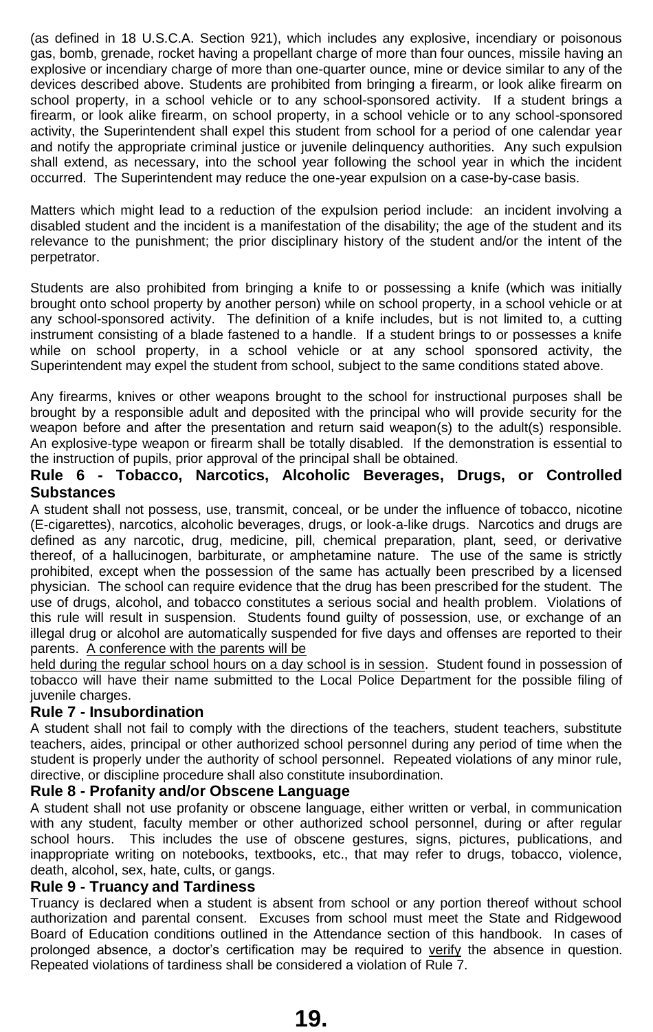(as defined in 18 U.S.C.A. Section 921), which includes any explosive, incendiary or poisonous gas, bomb, grenade, rocket having a propellant charge of more than four ounces, missile having an explosive or incendiary charge of more than one-quarter ounce, mine or device similar to any of the devices described above. Students are prohibited from bringing a firearm, or look alike firearm on school property, in a school vehicle or to any school-sponsored activity. If a student brings a firearm, or look alike firearm, on school property, in a school vehicle or to any school-sponsored activity, the Superintendent shall expel this student from school for a period of one calendar year and notify the appropriate criminal justice or juvenile delinquency authorities. Any such expulsion shall extend, as necessary, into the school year following the school year in which the incident occurred. The Superintendent may reduce the one-year expulsion on a case-by-case basis.

Matters which might lead to a reduction of the expulsion period include: an incident involving a disabled student and the incident is a manifestation of the disability; the age of the student and its relevance to the punishment; the prior disciplinary history of the student and/or the intent of the perpetrator.

Students are also prohibited from bringing a knife to or possessing a knife (which was initially brought onto school property by another person) while on school property, in a school vehicle or at any school-sponsored activity. The definition of a knife includes, but is not limited to, a cutting instrument consisting of a blade fastened to a handle. If a student brings to or possesses a knife while on school property, in a school vehicle or at any school sponsored activity, the Superintendent may expel the student from school, subject to the same conditions stated above.

Any firearms, knives or other weapons brought to the school for instructional purposes shall be brought by a responsible adult and deposited with the principal who will provide security for the weapon before and after the presentation and return said weapon(s) to the adult(s) responsible. An explosive-type weapon or firearm shall be totally disabled. If the demonstration is essential to the instruction of pupils, prior approval of the principal shall be obtained.

### Rule 6 - Tobacco, Narcotics, Alcoholic Beverages, Drugs, or Controlled Substances

A student shall not possess, use, transmit, conceal, or be under the influence of tobacco, nicotine (E-cigarettes), narcotics, alcoholic beverages, drugs, or look-a-like drugs. Narcotics and drugs are defined as any narcotic, drug, medicine, pill, chemical preparation, plant, seed, or derivative thereof, of a hallucinogen, barbiturate, or amphetamine nature. The use of the same is strictly prohibited, except when the possession of the same has actually been prescribed by a licensed physician. The school can require evidence that the drug has been prescribed for the student. The use of drugs, alcohol, and tobacco constitutes a serious social and health problem. Violations of this rule will result in suspension. Students found guilty of possession, use, or exchange of an illegal drug or alcohol are automatically suspended for five days and offenses are reported to their parents. <u>A conference with the parents will be held during the regular school hours on a day school is in session</u>. Student found in possession of tobacco will have their name submitted to the Local Police Department for the possible filing of juvenile charges.

### Rule 7 - Insubordination

A student shall not fail to comply with the directions of the teachers, student teachers, substitute teachers, aides, principal or other authorized school personnel during any period of time when the student is properly under the authority of school personnel. Repeated violations of any minor rule, directive, or discipline procedure shall also constitute insubordination.

### Rule 8 - Profanity and/or Obscene Language

A student shall not use profanity or obscene language, either written or verbal, in communication with any student, faculty member or other authorized school personnel, during or after regular school hours. This includes the use of obscene gestures, signs, pictures, publications, and inappropriate writing on notebooks, textbooks, etc., that may refer to drugs, tobacco, violence, death, alcohol, sex, hate, cults, or gangs.

### Rule 9 - Truancy and Tardiness

Truancy is declared when a student is absent from school or any portion thereof without school authorization and parental consent. Excuses from school must meet the State and Ridgewood Board of Education conditions outlined in the Attendance section of this handbook. In cases of prolonged absence, a doctor's certification may be required to <u>verify</u> the absence in question. Repeated violations of tardiness shall be considered a violation of Rule 7.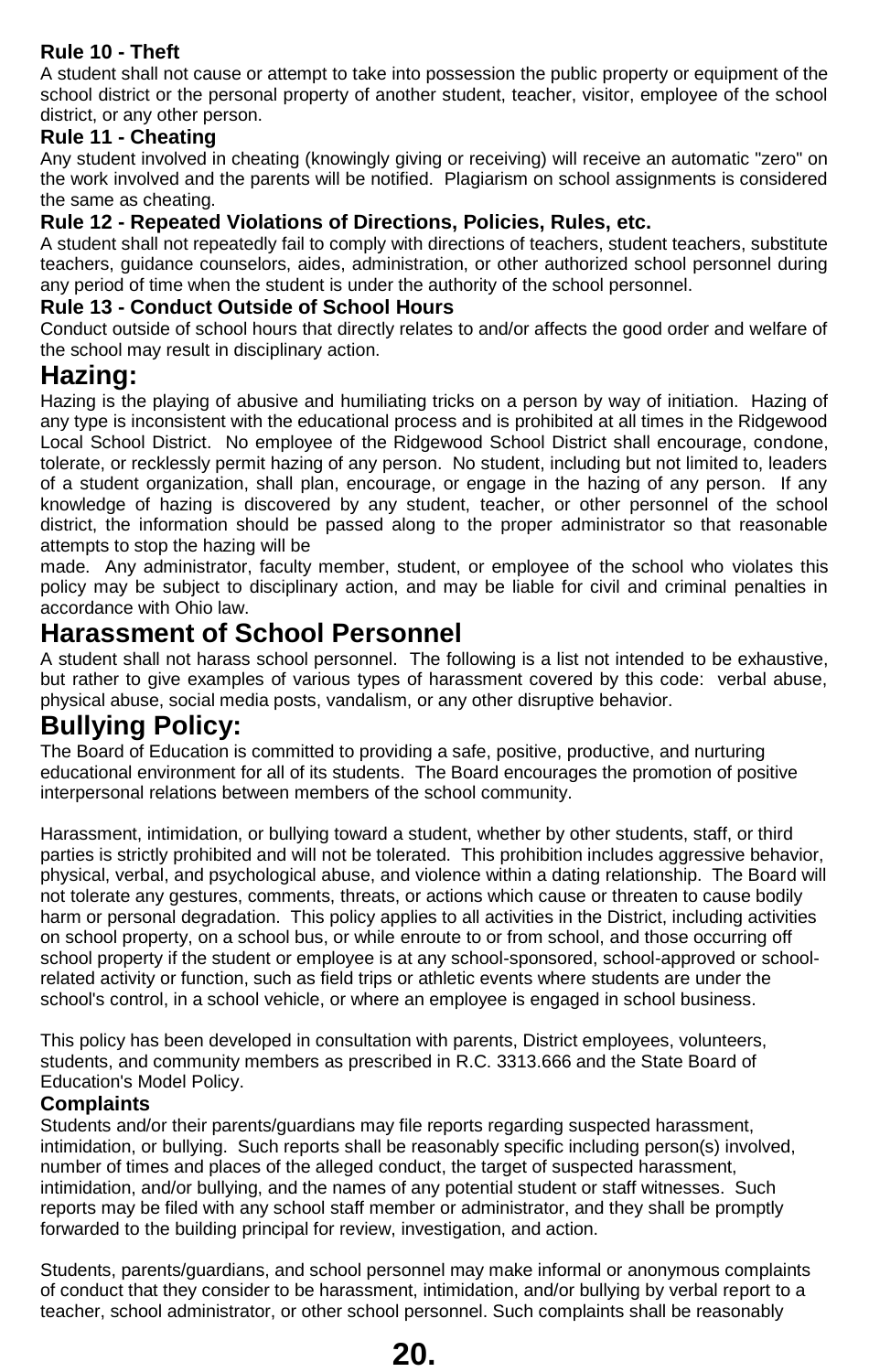### Rule 10 - Theft

A student shall not cause or attempt to take into possession the public property or equipment of the school district or the personal property of another student, teacher, visitor, employee of the school district, or any other person.

### Rule 11 - Cheating

Any student involved in cheating (knowingly giving or receiving) will receive an automatic "zero" on the work involved and the parents will be notified. Plagiarism on school assignments is considered the same as cheating.

### Rule 12 - Repeated Violations of Directions, Policies, Rules, etc.

A student shall not repeatedly fail to comply with directions of teachers, student teachers, substitute teachers, guidance counselors, aides, administration, or other authorized school personnel during any period of time when the student is under the authority of the school personnel.

### Rule 13 - Conduct Outside of School Hours

Conduct outside of school hours that directly relates to and/or affects the good order and welfare of the school may result in disciplinary action.

## Hazing:

Hazing is the playing of abusive and humiliating tricks on a person by way of initiation. Hazing of any type is inconsistent with the educational process and is prohibited at all times in the Ridgewood Local School District. No employee of the Ridgewood School District shall encourage, condone, tolerate, or recklessly permit hazing of any person. No student, including but not limited to, leaders of a student organization, shall plan, encourage, or engage in the hazing of any person. If any knowledge of hazing is discovered by any student, teacher, or other personnel of the school district, the information should be passed along to the proper administrator so that reasonable attempts to stop the hazing will be made. Any administrator, faculty member, student, or employee of the school who violates this policy may be subject to disciplinary action, and may be liable for civil and criminal penalties in accordance with Ohio law.

## Harassment of School Personnel

A student shall not harass school personnel. The following is a list not intended to be exhaustive, but rather to give examples of various types of harassment covered by this code: verbal abuse, physical abuse, social media posts, vandalism, or any other disruptive behavior.

## Bullying Policy:

The Board of Education is committed to providing a safe, positive, productive, and nurturing educational environment for all of its students. The Board encourages the promotion of positive interpersonal relations between members of the school community.

Harassment, intimidation, or bullying toward a student, whether by other students, staff, or third parties is strictly prohibited and will not be tolerated. This prohibition includes aggressive behavior, physical, verbal, and psychological abuse, and violence within a dating relationship. The Board will not tolerate any gestures, comments, threats, or actions which cause or threaten to cause bodily harm or personal degradation. This policy applies to all activities in the District, including activities on school property, on a school bus, or while enroute to or from school, and those occurring off school property if the student or employee is at any school-sponsored, school-approved or school-related activity or function, such as field trips or athletic events where students are under the school's control, in a school vehicle, or where an employee is engaged in school business.

This policy has been developed in consultation with parents, District employees, volunteers, students, and community members as prescribed in R.C. 3313.666 and the State Board of Education's Model Policy.

### Complaints

Students and/or their parents/guardians may file reports regarding suspected harassment, intimidation, or bullying. Such reports shall be reasonably specific including person(s) involved, number of times and places of the alleged conduct, the target of suspected harassment, intimidation, and/or bullying, and the names of any potential student or staff witnesses. Such reports may be filed with any school staff member or administrator, and they shall be promptly forwarded to the building principal for review, investigation, and action.

Students, parents/guardians, and school personnel may make informal or anonymous complaints of conduct that they consider to be harassment, intimidation, and/or bullying by verbal report to a teacher, school administrator, or other school personnel. Such complaints shall be reasonably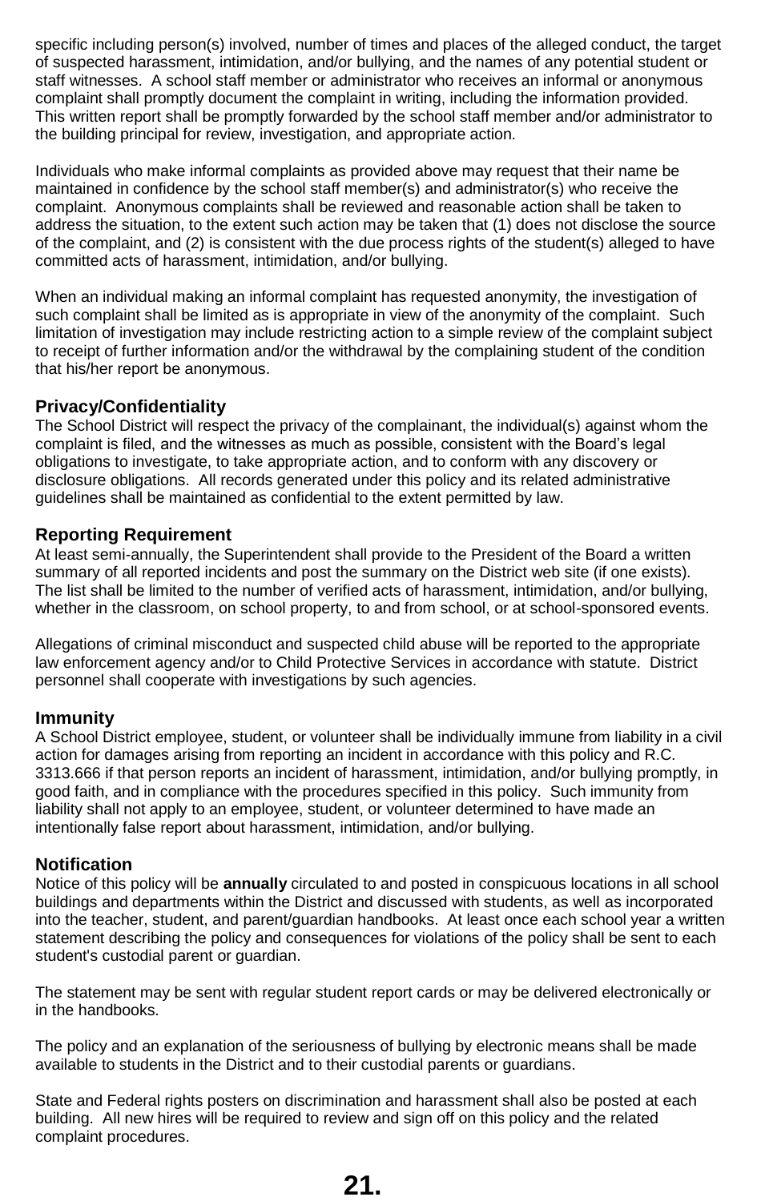specific including person(s) involved, number of times and places of the alleged conduct, the target of suspected harassment, intimidation, and/or bullying, and the names of any potential student or staff witnesses. A school staff member or administrator who receives an informal or anonymous complaint shall promptly document the complaint in writing, including the information provided. This written report shall be promptly forwarded by the school staff member and/or administrator to the building principal for review, investigation, and appropriate action.

Individuals who make informal complaints as provided above may request that their name be maintained in confidence by the school staff member(s) and administrator(s) who receive the complaint. Anonymous complaints shall be reviewed and reasonable action shall be taken to address the situation, to the extent such action may be taken that (1) does not disclose the source of the complaint, and (2) is consistent with the due process rights of the student(s) alleged to have committed acts of harassment, intimidation, and/or bullying.

When an individual making an informal complaint has requested anonymity, the investigation of such complaint shall be limited as is appropriate in view of the anonymity of the complaint. Such limitation of investigation may include restricting action to a simple review of the complaint subject to receipt of further information and/or the withdrawal by the complaining student of the condition that his/her report be anonymous.

### Privacy/Confidentiality

The School District will respect the privacy of the complainant, the individual(s) against whom the complaint is filed, and the witnesses as much as possible, consistent with the Board's legal obligations to investigate, to take appropriate action, and to conform with any discovery or disclosure obligations. All records generated under this policy and its related administrative guidelines shall be maintained as confidential to the extent permitted by law.

### Reporting Requirement

At least semi-annually, the Superintendent shall provide to the President of the Board a written summary of all reported incidents and post the summary on the District web site (if one exists). The list shall be limited to the number of verified acts of harassment, intimidation, and/or bullying, whether in the classroom, on school property, to and from school, or at school-sponsored events.

Allegations of criminal misconduct and suspected child abuse will be reported to the appropriate law enforcement agency and/or to Child Protective Services in accordance with statute. District personnel shall cooperate with investigations by such agencies.

### Immunity

A School District employee, student, or volunteer shall be individually immune from liability in a civil action for damages arising from reporting an incident in accordance with this policy and R.C. 3313.666 if that person reports an incident of harassment, intimidation, and/or bullying promptly, in good faith, and in compliance with the procedures specified in this policy. Such immunity from liability shall not apply to an employee, student, or volunteer determined to have made an intentionally false report about harassment, intimidation, and/or bullying.

### Notification

Notice of this policy will be **annually** circulated to and posted in conspicuous locations in all school buildings and departments within the District and discussed with students, as well as incorporated into the teacher, student, and parent/guardian handbooks. At least once each school year a written statement describing the policy and consequences for violations of the policy shall be sent to each student's custodial parent or guardian.

The statement may be sent with regular student report cards or may be delivered electronically or in the handbooks.

The policy and an explanation of the seriousness of bullying by electronic means shall be made available to students in the District and to their custodial parents or guardians.

State and Federal rights posters on discrimination and harassment shall also be posted at each building. All new hires will be required to review and sign off on this policy and the related complaint procedures.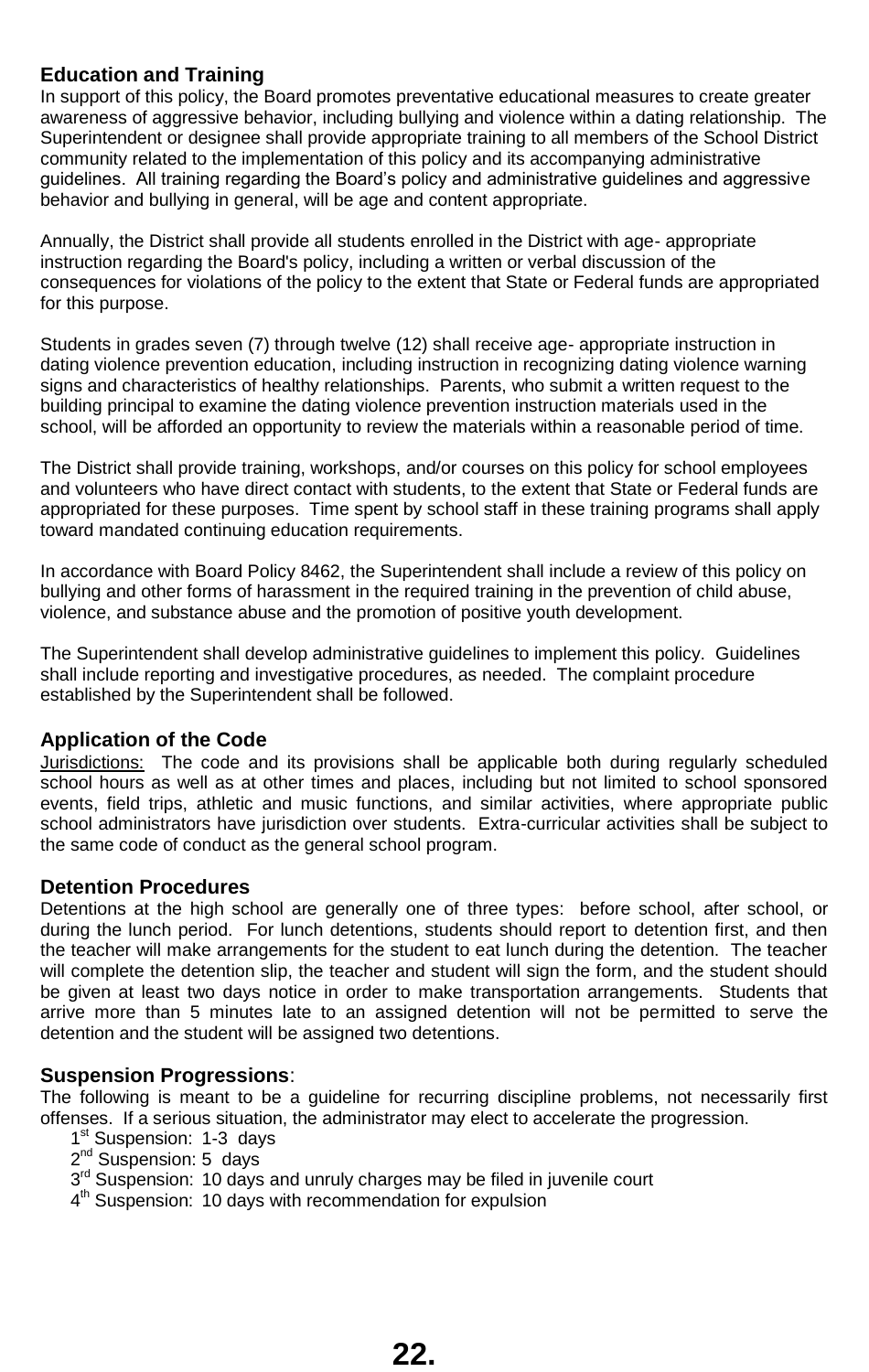## Education and Training

In support of this policy, the Board promotes preventative educational measures to create greater awareness of aggressive behavior, including bullying and violence within a dating relationship. The Superintendent or designee shall provide appropriate training to all members of the School District community related to the implementation of this policy and its accompanying administrative guidelines. All training regarding the Board's policy and administrative guidelines and aggressive behavior and bullying in general, will be age and content appropriate.

Annually, the District shall provide all students enrolled in the District with age- appropriate instruction regarding the Board's policy, including a written or verbal discussion of the consequences for violations of the policy to the extent that State or Federal funds are appropriated for this purpose.

Students in grades seven (7) through twelve (12) shall receive age- appropriate instruction in dating violence prevention education, including instruction in recognizing dating violence warning signs and characteristics of healthy relationships. Parents, who submit a written request to the building principal to examine the dating violence prevention instruction materials used in the school, will be afforded an opportunity to review the materials within a reasonable period of time.

The District shall provide training, workshops, and/or courses on this policy for school employees and volunteers who have direct contact with students, to the extent that State or Federal funds are appropriated for these purposes. Time spent by school staff in these training programs shall apply toward mandated continuing education requirements.

In accordance with Board Policy 8462, the Superintendent shall include a review of this policy on bullying and other forms of harassment in the required training in the prevention of child abuse, violence, and substance abuse and the promotion of positive youth development.

The Superintendent shall develop administrative guidelines to implement this policy. Guidelines shall include reporting and investigative procedures, as needed. The complaint procedure established by the Superintendent shall be followed.

## Application of the Code

Jurisdictions: The code and its provisions shall be applicable both during regularly scheduled school hours as well as at other times and places, including but not limited to school sponsored events, field trips, athletic and music functions, and similar activities, where appropriate public school administrators have jurisdiction over students. Extra-curricular activities shall be subject to the same code of conduct as the general school program.

## Detention Procedures

Detentions at the high school are generally one of three types: before school, after school, or during the lunch period. For lunch detentions, students should report to detention first, and then the teacher will make arrangements for the student to eat lunch during the detention. The teacher will complete the detention slip, the teacher and student will sign the form, and the student should be given at least two days notice in order to make transportation arrangements. Students that arrive more than 5 minutes late to an assigned detention will not be permitted to serve the detention and the student will be assigned two detentions.

## Suspension Progressions:

The following is meant to be a guideline for recurring discipline problems, not necessarily first offenses. If a serious situation, the administrator may elect to accelerate the progression.

- 1st Suspension: 1-3 days
- 2nd Suspension: 5 days
- 3rd Suspension: 10 days and unruly charges may be filed in juvenile court
- 4th Suspension: 10 days with recommendation for expulsion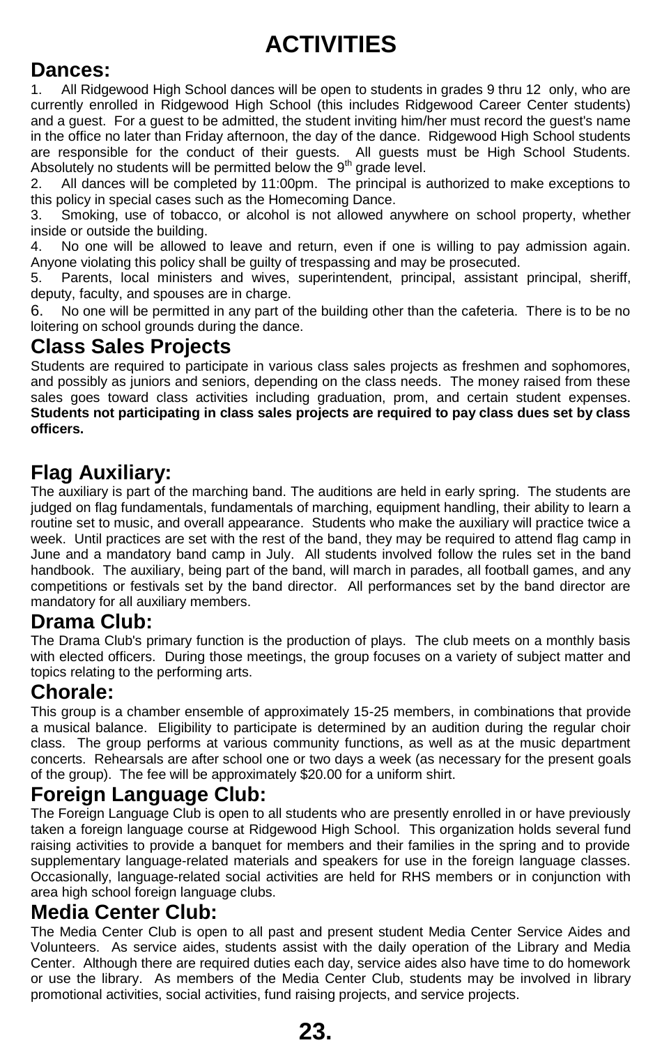# ACTIVITIES

## Dances:

1. All Ridgewood High School dances will be open to students in grades 9 thru 12 only, who are currently enrolled in Ridgewood High School (this includes Ridgewood Career Center students) and a guest. For a guest to be admitted, the student inviting him/her must record the guest's name in the office no later than Friday afternoon, the day of the dance. Ridgewood High School students are responsible for the conduct of their guests. All guests must be High School Students. Absolutely no students will be permitted below the 9th grade level.
2. All dances will be completed by 11:00pm. The principal is authorized to make exceptions to this policy in special cases such as the Homecoming Dance.
3. Smoking, use of tobacco, or alcohol is not allowed anywhere on school property, whether inside or outside the building.
4. No one will be allowed to leave and return, even if one is willing to pay admission again. Anyone violating this policy shall be guilty of trespassing and may be prosecuted.
5. Parents, local ministers and wives, superintendent, principal, assistant principal, sheriff, deputy, faculty, and spouses are in charge.
6. No one will be permitted in any part of the building other than the cafeteria. There is to be no loitering on school grounds during the dance.

## Class Sales Projects

Students are required to participate in various class sales projects as freshmen and sophomores, and possibly as juniors and seniors, depending on the class needs. The money raised from these sales goes toward class activities including graduation, prom, and certain student expenses. **Students not participating in class sales projects are required to pay class dues set by class officers.**

## Flag Auxiliary:

The auxiliary is part of the marching band. The auditions are held in early spring. The students are judged on flag fundamentals, fundamentals of marching, equipment handling, their ability to learn a routine set to music, and overall appearance. Students who make the auxiliary will practice twice a week. Until practices are set with the rest of the band, they may be required to attend flag camp in June and a mandatory band camp in July. All students involved follow the rules set in the band handbook. The auxiliary, being part of the band, will march in parades, all football games, and any competitions or festivals set by the band director. All performances set by the band director are mandatory for all auxiliary members.

## Drama Club:

The Drama Club's primary function is the production of plays. The club meets on a monthly basis with elected officers. During those meetings, the group focuses on a variety of subject matter and topics relating to the performing arts.

## Chorale:

This group is a chamber ensemble of approximately 15-25 members, in combinations that provide a musical balance. Eligibility to participate is determined by an audition during the regular choir class. The group performs at various community functions, as well as at the music department concerts. Rehearsals are after school one or two days a week (as necessary for the present goals of the group). The fee will be approximately $20.00 for a uniform shirt.

## Foreign Language Club:

The Foreign Language Club is open to all students who are presently enrolled in or have previously taken a foreign language course at Ridgewood High School. This organization holds several fund raising activities to provide a banquet for members and their families in the spring and to provide supplementary language-related materials and speakers for use in the foreign language classes. Occasionally, language-related social activities are held for RHS members or in conjunction with area high school foreign language clubs.

## Media Center Club:

The Media Center Club is open to all past and present student Media Center Service Aides and Volunteers. As service aides, students assist with the daily operation of the Library and Media Center. Although there are required duties each day, service aides also have time to do homework or use the library. As members of the Media Center Club, students may be involved in library promotional activities, social activities, fund raising projects, and service projects.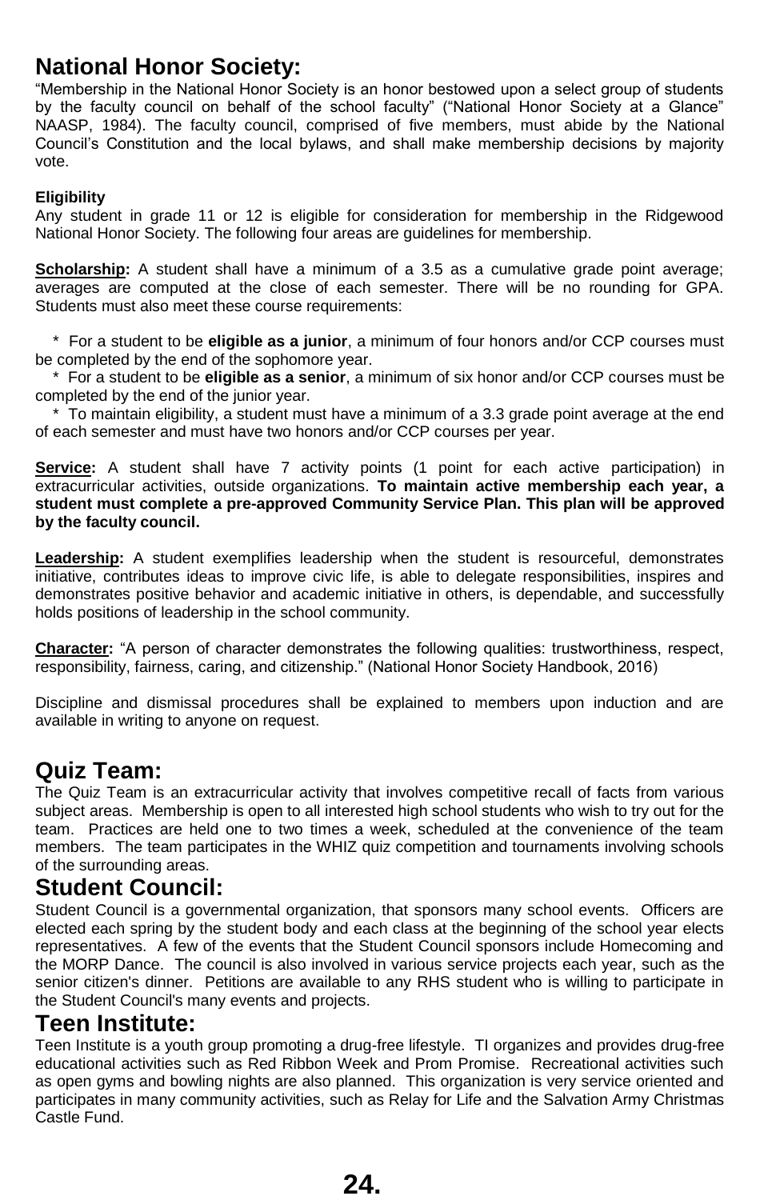## National Honor Society:

"Membership in the National Honor Society is an honor bestowed upon a select group of students by the faculty council on behalf of the school faculty" ("National Honor Society at a Glance" NAASP, 1984). The faculty council, comprised of five members, must abide by the National Council's Constitution and the local bylaws, and shall make membership decisions by majority vote.

**Eligibility**

Any student in grade 11 or 12 is eligible for consideration for membership in the Ridgewood National Honor Society. The following four areas are guidelines for membership.

**Scholarship:** A student shall have a minimum of a 3.5 as a cumulative grade point average; averages are computed at the close of each semester. There will be no rounding for GPA. Students must also meet these course requirements:

- For a student to be **eligible as a junior**, a minimum of four honors and/or CCP courses must be completed by the end of the sophomore year.
- For a student to be **eligible as a senior**, a minimum of six honor and/or CCP courses must be completed by the end of the junior year.
- To maintain eligibility, a student must have a minimum of a 3.3 grade point average at the end of each semester and must have two honors and/or CCP courses per year.

**Service:** A student shall have 7 activity points (1 point for each active participation) in extracurricular activities, outside organizations. **To maintain active membership each year, a student must complete a pre-approved Community Service Plan. This plan will be approved by the faculty council.**

**Leadership:** A student exemplifies leadership when the student is resourceful, demonstrates initiative, contributes ideas to improve civic life, is able to delegate responsibilities, inspires and demonstrates positive behavior and academic initiative in others, is dependable, and successfully holds positions of leadership in the school community.

**Character:** "A person of character demonstrates the following qualities: trustworthiness, respect, responsibility, fairness, caring, and citizenship." (National Honor Society Handbook, 2016)

Discipline and dismissal procedures shall be explained to members upon induction and are available in writing to anyone on request.

## Quiz Team:

The Quiz Team is an extracurricular activity that involves competitive recall of facts from various subject areas. Membership is open to all interested high school students who wish to try out for the team. Practices are held one to two times a week, scheduled at the convenience of the team members. The team participates in the WHIZ quiz competition and tournaments involving schools of the surrounding areas.

## Student Council:

Student Council is a governmental organization, that sponsors many school events. Officers are elected each spring by the student body and each class at the beginning of the school year elects representatives. A few of the events that the Student Council sponsors include Homecoming and the MORP Dance. The council is also involved in various service projects each year, such as the senior citizen's dinner. Petitions are available to any RHS student who is willing to participate in the Student Council's many events and projects.

## Teen Institute:

Teen Institute is a youth group promoting a drug-free lifestyle. TI organizes and provides drug-free educational activities such as Red Ribbon Week and Prom Promise. Recreational activities such as open gyms and bowling nights are also planned. This organization is very service oriented and participates in many community activities, such as Relay for Life and the Salvation Army Christmas Castle Fund.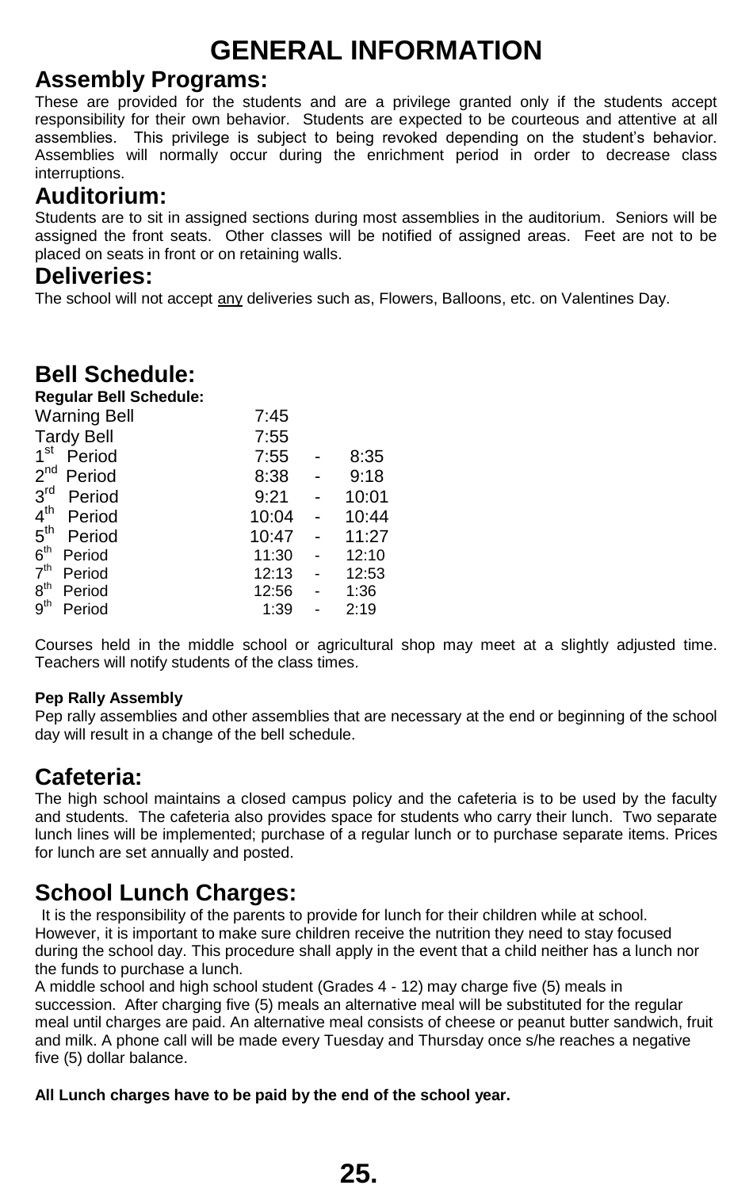# GENERAL INFORMATION

## Assembly Programs:

These are provided for the students and are a privilege granted only if the students accept responsibility for their own behavior. Students are expected to be courteous and attentive at all assemblies. This privilege is subject to being revoked depending on the student's behavior. Assemblies will normally occur during the enrichment period in order to decrease class interruptions.

## Auditorium:

Students are to sit in assigned sections during most assemblies in the auditorium. Seniors will be assigned the front seats. Other classes will be notified of assigned areas. Feet are not to be placed on seats in front or on retaining walls.

## Deliveries:

The school will not accept any deliveries such as, Flowers, Balloons, etc. on Valentines Day.

## Bell Schedule:

**Regular Bell Schedule:**

| | | |
|---|---|---|
| Warning Bell | 7:45 | |
| Tardy Bell | 7:55 | |
| 1st Period | 7:55 | 8:35 |
| 2nd Period | 8:38 | 9:18 |
| 3rd Period | 9:21 | 10:01 |
| 4th Period | 10:04 | 10:44 |
| 5th Period | 10:47 | 11:27 |
| 6th Period | 11:30 | 12:10 |
| 7th Period | 12:13 | 12:53 |
| 8th Period | 12:56 | 1:36 |
| 9th Period | 1:39 | 2:19 |

Courses held in the middle school or agricultural shop may meet at a slightly adjusted time. Teachers will notify students of the class times.

**Pep Rally Assembly**

Pep rally assemblies and other assemblies that are necessary at the end or beginning of the school day will result in a change of the bell schedule.

## Cafeteria:

The high school maintains a closed campus policy and the cafeteria is to be used by the faculty and students. The cafeteria also provides space for students who carry their lunch. Two separate lunch lines will be implemented; purchase of a regular lunch or to purchase separate items. Prices for lunch are set annually and posted.

## School Lunch Charges:

It is the responsibility of the parents to provide for lunch for their children while at school. However, it is important to make sure children receive the nutrition they need to stay focused during the school day. This procedure shall apply in the event that a child neither has a lunch nor the funds to purchase a lunch.

A middle school and high school student (Grades 4 - 12) may charge five (5) meals in succession. After charging five (5) meals an alternative meal will be substituted for the regular meal until charges are paid. An alternative meal consists of cheese or peanut butter sandwich, fruit and milk. A phone call will be made every Tuesday and Thursday once s/he reaches a negative five (5) dollar balance.

**All Lunch charges have to be paid by the end of the school year.**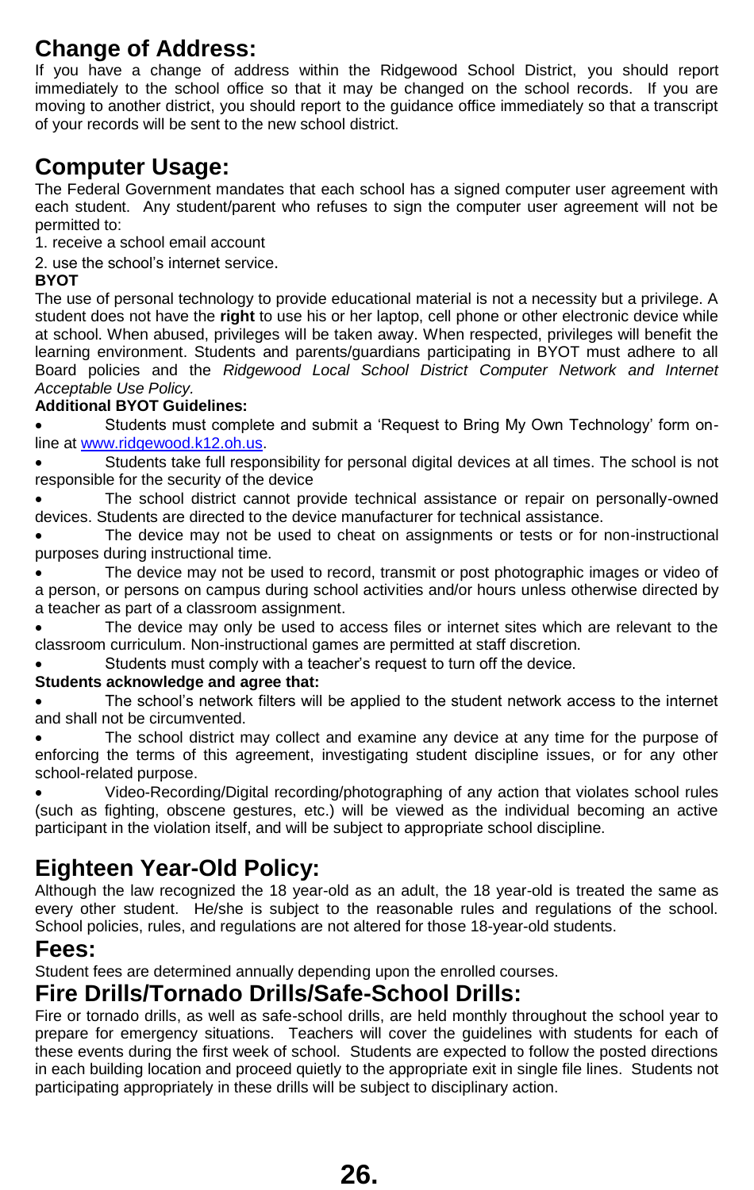## Change of Address:

If you have a change of address within the Ridgewood School District, you should report immediately to the school office so that it may be changed on the school records. If you are moving to another district, you should report to the guidance office immediately so that a transcript of your records will be sent to the new school district.

## Computer Usage:

The Federal Government mandates that each school has a signed computer user agreement with each student. Any student/parent who refuses to sign the computer user agreement will not be permitted to:

1. receive a school email account
2. use the school's internet service.

**BYOT**

The use of personal technology to provide educational material is not a necessity but a privilege. A student does not have the **right** to use his or her laptop, cell phone or other electronic device while at school. When abused, privileges will be taken away. When respected, privileges will benefit the learning environment. Students and parents/guardians participating in BYOT must adhere to all Board policies and the *Ridgewood Local School District Computer Network and Internet Acceptable Use Policy.*

**Additional BYOT Guidelines:**

- Students must complete and submit a 'Request to Bring My Own Technology' form on-line at [www.ridgewood.k12.oh.us](http://www.ridgewood.k12.oh.us).
- Students take full responsibility for personal digital devices at all times. The school is not responsible for the security of the device
- The school district cannot provide technical assistance or repair on personally-owned devices. Students are directed to the device manufacturer for technical assistance.
- The device may not be used to cheat on assignments or tests or for non-instructional purposes during instructional time.
- The device may not be used to record, transmit or post photographic images or video of a person, or persons on campus during school activities and/or hours unless otherwise directed by a teacher as part of a classroom assignment.
- The device may only be used to access files or internet sites which are relevant to the classroom curriculum. Non-instructional games are permitted at staff discretion.
- Students must comply with a teacher's request to turn off the device.

**Students acknowledge and agree that:**

- The school's network filters will be applied to the student network access to the internet and shall not be circumvented.
- The school district may collect and examine any device at any time for the purpose of enforcing the terms of this agreement, investigating student discipline issues, or for any other school-related purpose.
- Video-Recording/Digital recording/photographing of any action that violates school rules (such as fighting, obscene gestures, etc.) will be viewed as the individual becoming an active participant in the violation itself, and will be subject to appropriate school discipline.

## Eighteen Year-Old Policy:

Although the law recognized the 18 year-old as an adult, the 18 year-old is treated the same as every other student. He/she is subject to the reasonable rules and regulations of the school. School policies, rules, and regulations are not altered for those 18-year-old students.

## Fees:

Student fees are determined annually depending upon the enrolled courses.

## Fire Drills/Tornado Drills/Safe-School Drills:

Fire or tornado drills, as well as safe-school drills, are held monthly throughout the school year to prepare for emergency situations. Teachers will cover the guidelines with students for each of these events during the first week of school. Students are expected to follow the posted directions in each building location and proceed quietly to the appropriate exit in single file lines. Students not participating appropriately in these drills will be subject to disciplinary action.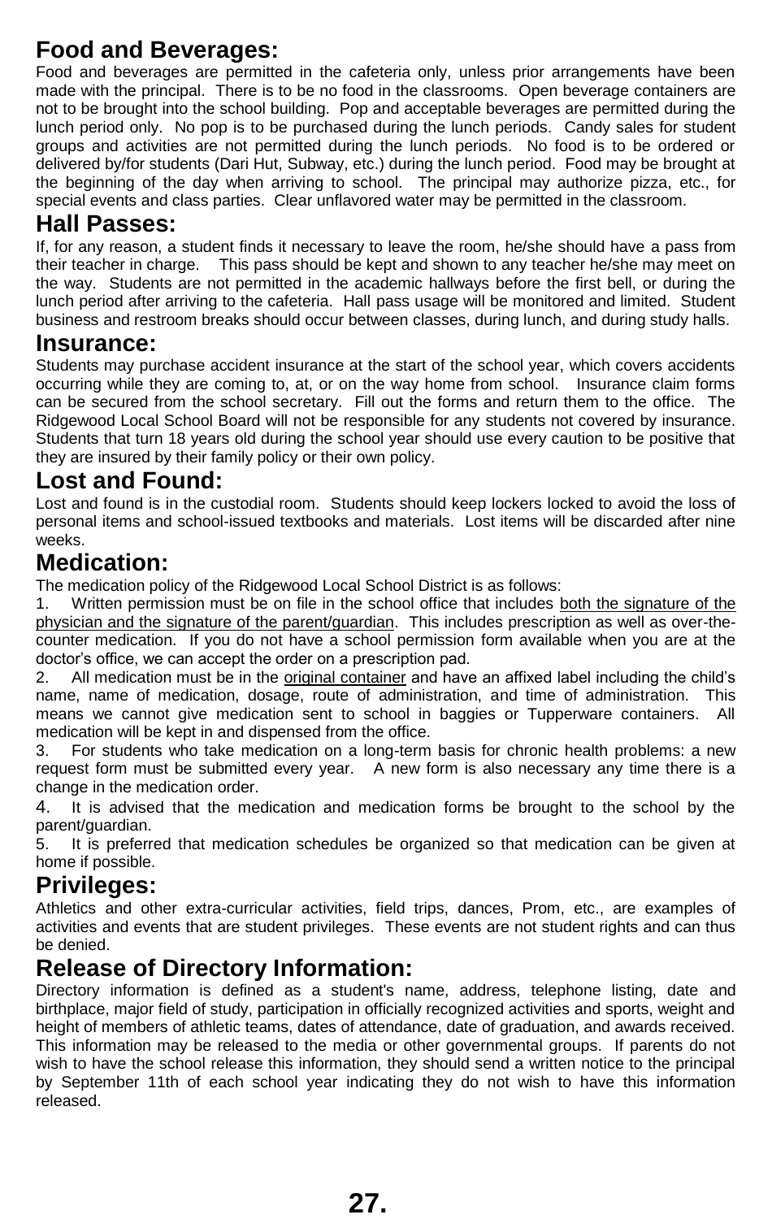## Food and Beverages:

Food and beverages are permitted in the cafeteria only, unless prior arrangements have been made with the principal. There is to be no food in the classrooms. Open beverage containers are not to be brought into the school building. Pop and acceptable beverages are permitted during the lunch period only. No pop is to be purchased during the lunch periods. Candy sales for student groups and activities are not permitted during the lunch periods. No food is to be ordered or delivered by/for students (Dari Hut, Subway, etc.) during the lunch period. Food may be brought at the beginning of the day when arriving to school. The principal may authorize pizza, etc., for special events and class parties. Clear unflavored water may be permitted in the classroom.

## Hall Passes:

If, for any reason, a student finds it necessary to leave the room, he/she should have a pass from their teacher in charge. This pass should be kept and shown to any teacher he/she may meet on the way. Students are not permitted in the academic hallways before the first bell, or during the lunch period after arriving to the cafeteria. Hall pass usage will be monitored and limited. Student business and restroom breaks should occur between classes, during lunch, and during study halls.

## Insurance:

Students may purchase accident insurance at the start of the school year, which covers accidents occurring while they are coming to, at, or on the way home from school. Insurance claim forms can be secured from the school secretary. Fill out the forms and return them to the office. The Ridgewood Local School Board will not be responsible for any students not covered by insurance. Students that turn 18 years old during the school year should use every caution to be positive that they are insured by their family policy or their own policy.

## Lost and Found:

Lost and found is in the custodial room. Students should keep lockers locked to avoid the loss of personal items and school-issued textbooks and materials. Lost items will be discarded after nine weeks.

## Medication:

The medication policy of the Ridgewood Local School District is as follows:

1. Written permission must be on file in the school office that includes both the signature of the physician and the signature of the parent/guardian. This includes prescription as well as over-the-counter medication. If you do not have a school permission form available when you are at the doctor's office, we can accept the order on a prescription pad.
2. All medication must be in the original container and have an affixed label including the child's name, name of medication, dosage, route of administration, and time of administration. This means we cannot give medication sent to school in baggies or Tupperware containers. All medication will be kept in and dispensed from the office.
3. For students who take medication on a long-term basis for chronic health problems: a new request form must be submitted every year. A new form is also necessary any time there is a change in the medication order.
4. It is advised that the medication and medication forms be brought to the school by the parent/guardian.
5. It is preferred that medication schedules be organized so that medication can be given at home if possible.

## Privileges:

Athletics and other extra-curricular activities, field trips, dances, Prom, etc., are examples of activities and events that are student privileges. These events are not student rights and can thus be denied.

## Release of Directory Information:

Directory information is defined as a student's name, address, telephone listing, date and birthplace, major field of study, participation in officially recognized activities and sports, weight and height of members of athletic teams, dates of attendance, date of graduation, and awards received. This information may be released to the media or other governmental groups. If parents do not wish to have the school release this information, they should send a written notice to the principal by September 11th of each school year indicating they do not wish to have this information released.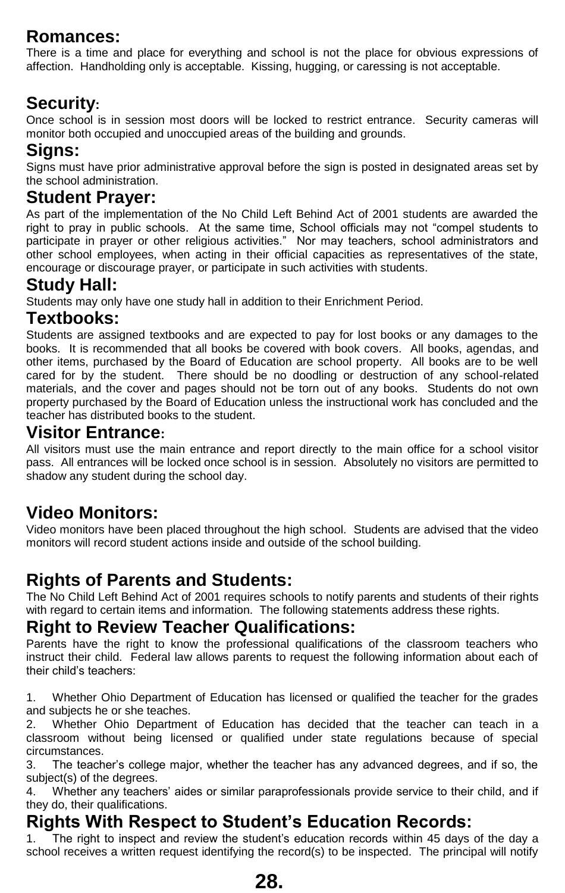## Romances:

There is a time and place for everything and school is not the place for obvious expressions of affection. Handholding only is acceptable. Kissing, hugging, or caressing is not acceptable.

## Security:

Once school is in session most doors will be locked to restrict entrance. Security cameras will monitor both occupied and unoccupied areas of the building and grounds.

## Signs:

Signs must have prior administrative approval before the sign is posted in designated areas set by the school administration.

## Student Prayer:

As part of the implementation of the No Child Left Behind Act of 2001 students are awarded the right to pray in public schools. At the same time, School officials may not "compel students to participate in prayer or other religious activities." Nor may teachers, school administrators and other school employees, when acting in their official capacities as representatives of the state, encourage or discourage prayer, or participate in such activities with students.

## Study Hall:

Students may only have one study hall in addition to their Enrichment Period.

## Textbooks:

Students are assigned textbooks and are expected to pay for lost books or any damages to the books. It is recommended that all books be covered with book covers. All books, agendas, and other items, purchased by the Board of Education are school property. All books are to be well cared for by the student. There should be no doodling or destruction of any school-related materials, and the cover and pages should not be torn out of any books. Students do not own property purchased by the Board of Education unless the instructional work has concluded and the teacher has distributed books to the student.

## Visitor Entrance:

All visitors must use the main entrance and report directly to the main office for a school visitor pass. All entrances will be locked once school is in session. Absolutely no visitors are permitted to shadow any student during the school day.

## Video Monitors:

Video monitors have been placed throughout the high school. Students are advised that the video monitors will record student actions inside and outside of the school building.

## Rights of Parents and Students:

The No Child Left Behind Act of 2001 requires schools to notify parents and students of their rights with regard to certain items and information. The following statements address these rights.

## Right to Review Teacher Qualifications:

Parents have the right to know the professional qualifications of the classroom teachers who instruct their child. Federal law allows parents to request the following information about each of their child's teachers:

1. Whether Ohio Department of Education has licensed or qualified the teacher for the grades and subjects he or she teaches.
2. Whether Ohio Department of Education has decided that the teacher can teach in a classroom without being licensed or qualified under state regulations because of special circumstances.
3. The teacher's college major, whether the teacher has any advanced degrees, and if so, the subject(s) of the degrees.
4. Whether any teachers' aides or similar paraprofessionals provide service to their child, and if they do, their qualifications.

## Rights With Respect to Student's Education Records:

1. The right to inspect and review the student's education records within 45 days of the day a school receives a written request identifying the record(s) to be inspected. The principal will notify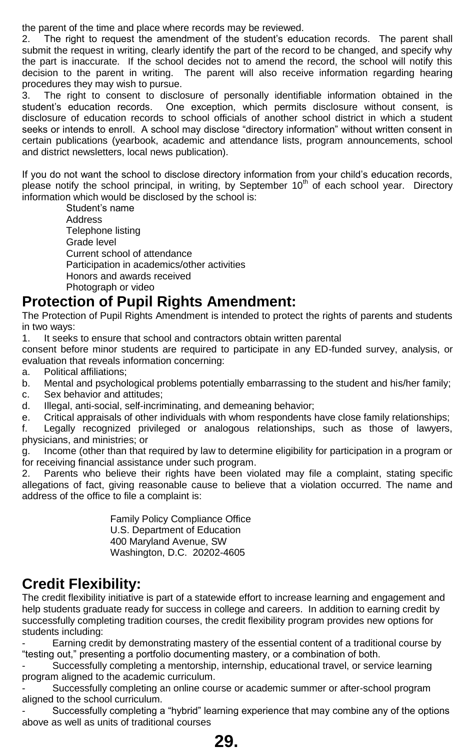the parent of the time and place where records may be reviewed.

2. The right to request the amendment of the student's education records. The parent shall submit the request in writing, clearly identify the part of the record to be changed, and specify why the part is inaccurate. If the school decides not to amend the record, the school will notify this decision to the parent in writing. The parent will also receive information regarding hearing procedures they may wish to pursue.

3. The right to consent to disclosure of personally identifiable information obtained in the student's education records. One exception, which permits disclosure without consent, is disclosure of education records to school officials of another school district in which a student seeks or intends to enroll. A school may disclose "directory information" without written consent in certain publications (yearbook, academic and attendance lists, program announcements, school and district newsletters, local news publication).

If you do not want the school to disclose directory information from your child's education records, please notify the school principal, in writing, by September 10th of each school year. Directory information which would be disclosed by the school is:

Student's name
Address
Telephone listing
Grade level
Current school of attendance
Participation in academics/other activities
Honors and awards received
Photograph or video

## Protection of Pupil Rights Amendment:

The Protection of Pupil Rights Amendment is intended to protect the rights of parents and students in two ways:

1. It seeks to ensure that school and contractors obtain written parental consent before minor students are required to participate in any ED-funded survey, analysis, or evaluation that reveals information concerning:

a. Political affiliations;
b. Mental and psychological problems potentially embarrassing to the student and his/her family;
c. Sex behavior and attitudes;
d. Illegal, anti-social, self-incriminating, and demeaning behavior;
e. Critical appraisals of other individuals with whom respondents have close family relationships;
f. Legally recognized privileged or analogous relationships, such as those of lawyers, physicians, and ministries; or
g. Income (other than that required by law to determine eligibility for participation in a program or for receiving financial assistance under such program.

2. Parents who believe their rights have been violated may file a complaint, stating specific allegations of fact, giving reasonable cause to believe that a violation occurred. The name and address of the office to file a complaint is:

Family Policy Compliance Office
U.S. Department of Education
400 Maryland Avenue, SW
Washington, D.C. 20202-4605

## Credit Flexibility:

The credit flexibility initiative is part of a statewide effort to increase learning and engagement and help students graduate ready for success in college and careers. In addition to earning credit by successfully completing tradition courses, the credit flexibility program provides new options for students including:

- Earning credit by demonstrating mastery of the essential content of a traditional course by "testing out," presenting a portfolio documenting mastery, or a combination of both.
- Successfully completing a mentorship, internship, educational travel, or service learning program aligned to the academic curriculum.
- Successfully completing an online course or academic summer or after-school program aligned to the school curriculum.
- Successfully completing a "hybrid" learning experience that may combine any of the options above as well as units of traditional courses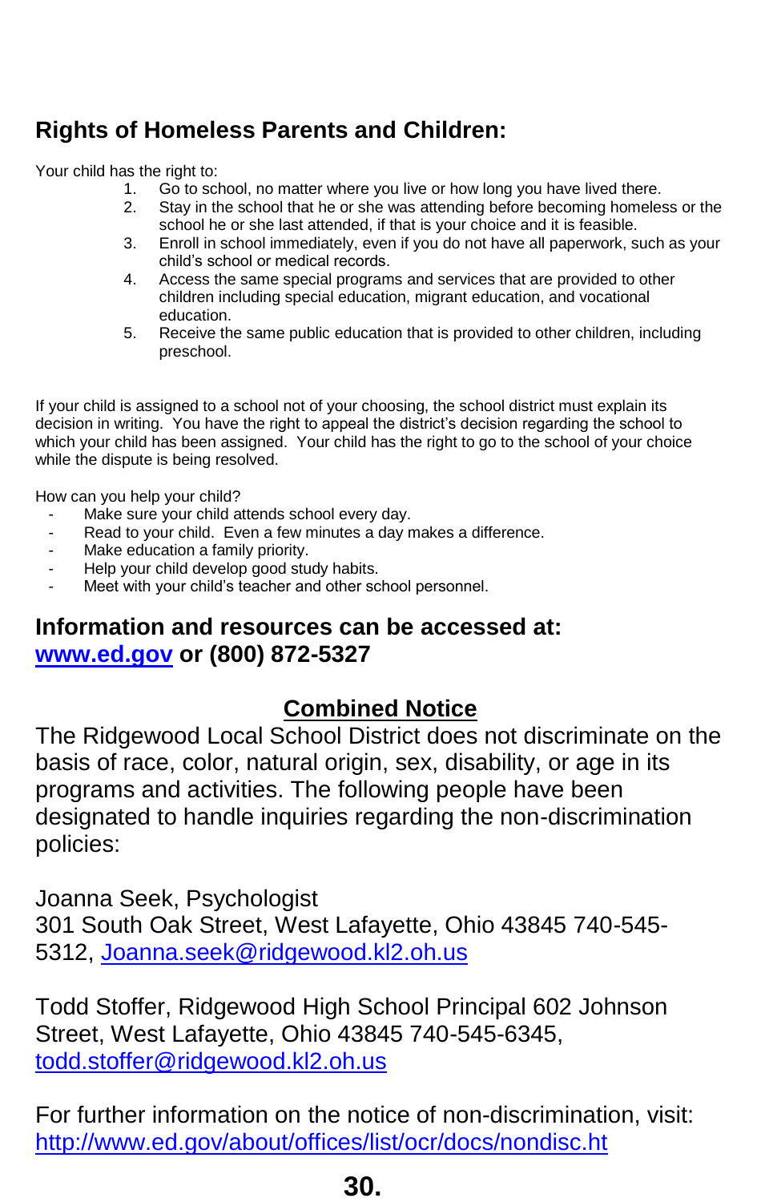## Rights of Homeless Parents and Children:

Your child has the right to:

1. Go to school, no matter where you live or how long you have lived there.
2. Stay in the school that he or she was attending before becoming homeless or the school he or she last attended, if that is your choice and it is feasible.
3. Enroll in school immediately, even if you do not have all paperwork, such as your child's school or medical records.
4. Access the same special programs and services that are provided to other children including special education, migrant education, and vocational education.
5. Receive the same public education that is provided to other children, including preschool.

If your child is assigned to a school not of your choosing, the school district must explain its decision in writing. You have the right to appeal the district's decision regarding the school to which your child has been assigned. Your child has the right to go to the school of your choice while the dispute is being resolved.

How can you help your child?

- Make sure your child attends school every day.
- Read to your child. Even a few minutes a day makes a difference.
- Make education a family priority.
- Help your child develop good study habits.
- Meet with your child's teacher and other school personnel.

## Information and resources can be accessed at: www.ed.gov or (800) 872-5327

## Combined Notice

The Ridgewood Local School District does not discriminate on the basis of race, color, natural origin, sex, disability, or age in its programs and activities. The following people have been designated to handle inquiries regarding the non-discrimination policies:

Joanna Seek, Psychologist
301 South Oak Street, West Lafayette, Ohio 43845 740-545-5312, Joanna.seek@ridgewood.kl2.oh.us

Todd Stoffer, Ridgewood High School Principal 602 Johnson Street, West Lafayette, Ohio 43845 740-545-6345, todd.stoffer@ridgewood.kl2.oh.us

For further information on the notice of non-discrimination, visit: http://www.ed.gov/about/offices/list/ocr/docs/nondisc.ht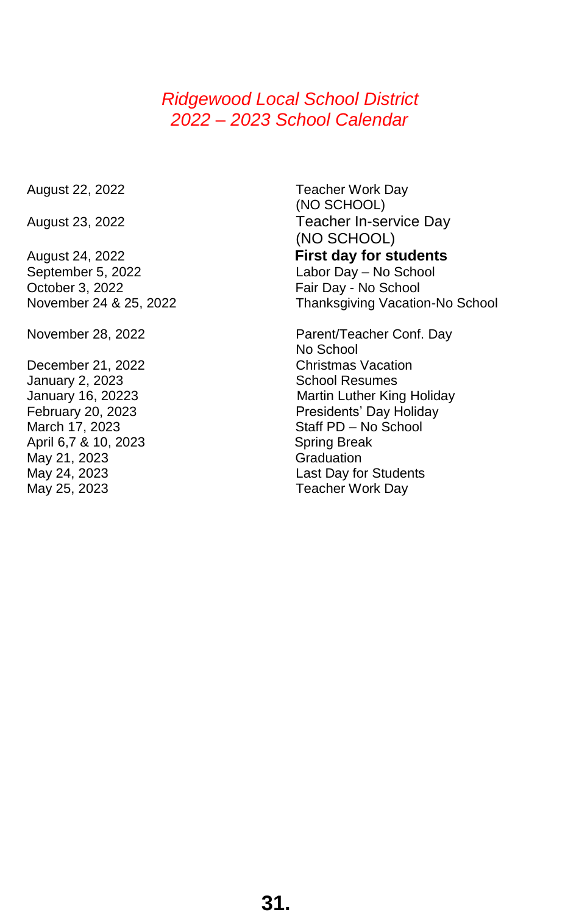# *Ridgewood Local School District*
# *2022 – 2023 School Calendar*

| | |
|---|---|
| August 22, 2022 | Teacher Work Day (NO SCHOOL) |
| August 23, 2022 | Teacher In-service Day (NO SCHOOL) |
| August 24, 2022 | **First day for students** |
| September 5, 2022 | Labor Day – No School |
| October 3, 2022 | Fair Day - No School |
| November 24 & 25, 2022 | Thanksgiving Vacation-No School |
| November 28, 2022 | Parent/Teacher Conf. Day No School |
| December 21, 2022 | Christmas Vacation |
| January 2, 2023 | School Resumes |
| January 16, 20223 | Martin Luther King Holiday |
| February 20, 2023 | Presidents' Day Holiday |
| March 17, 2023 | Staff PD – No School |
| April 6,7 & 10, 2023 | Spring Break |
| May 21, 2023 | Graduation |
| May 24, 2023 | Last Day for Students |
| May 25, 2023 | Teacher Work Day |